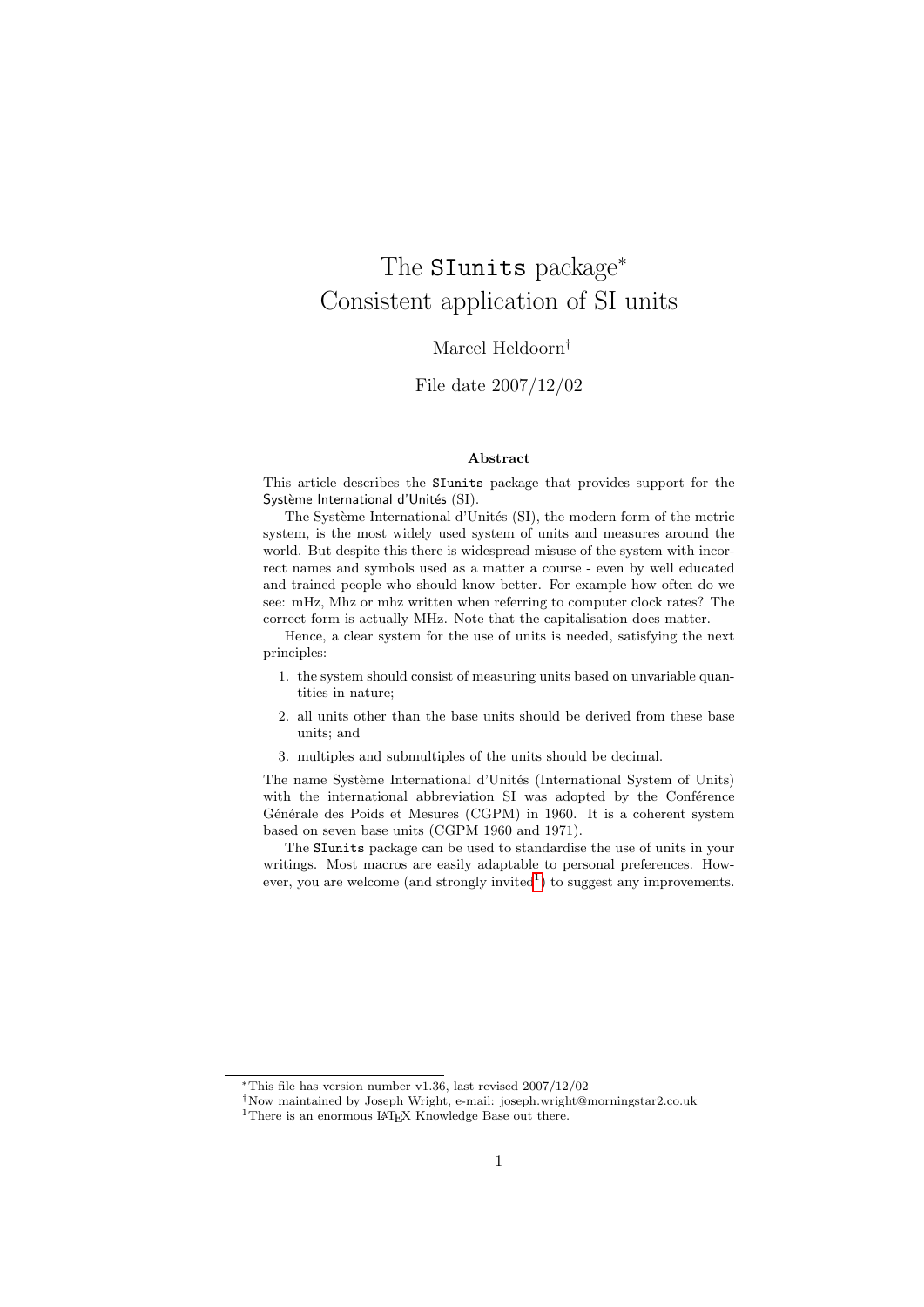# The SIunits package[*]
# Consistent application of SI units

Marcel Heldoorn[†]

File date 2007/12/02

### Abstract

This article describes the SIunits package that provides support for the Système International d'Unités (SI).

The Système International d'Unités (SI), the modern form of the metric system, is the most widely used system of units and measures around the world. But despite this there is widespread misuse of the system with incorrect names and symbols used as a matter a course - even by well educated and trained people who should know better. For example how often do we see: mHz, Mhz or mhz written when referring to computer clock rates? The correct form is actually MHz. Note that the capitalisation does matter.

Hence, a clear system for the use of units is needed, satisfying the next principles:

1. the system should consist of measuring units based on unvariable quantities in nature;
2. all units other than the base units should be derived from these base units; and
3. multiples and submultiples of the units should be decimal.

The name Système International d'Unités (International System of Units) with the international abbreviation SI was adopted by the Conférence Générale des Poids et Mesures (CGPM) in 1960. It is a coherent system based on seven base units (CGPM 1960 and 1971).

The SIunits package can be used to standardise the use of units in your writings. Most macros are easily adaptable to personal preferences. However, you are welcome (and strongly invited[1]) to suggest any improvements.

---

[*] This file has version number v1.36, last revised 2007/12/02

[†] Now maintained by Joseph Wright, e-mail: joseph.wright@morningstar2.co.uk

[1] There is an enormous LaTeX Knowledge Base out there.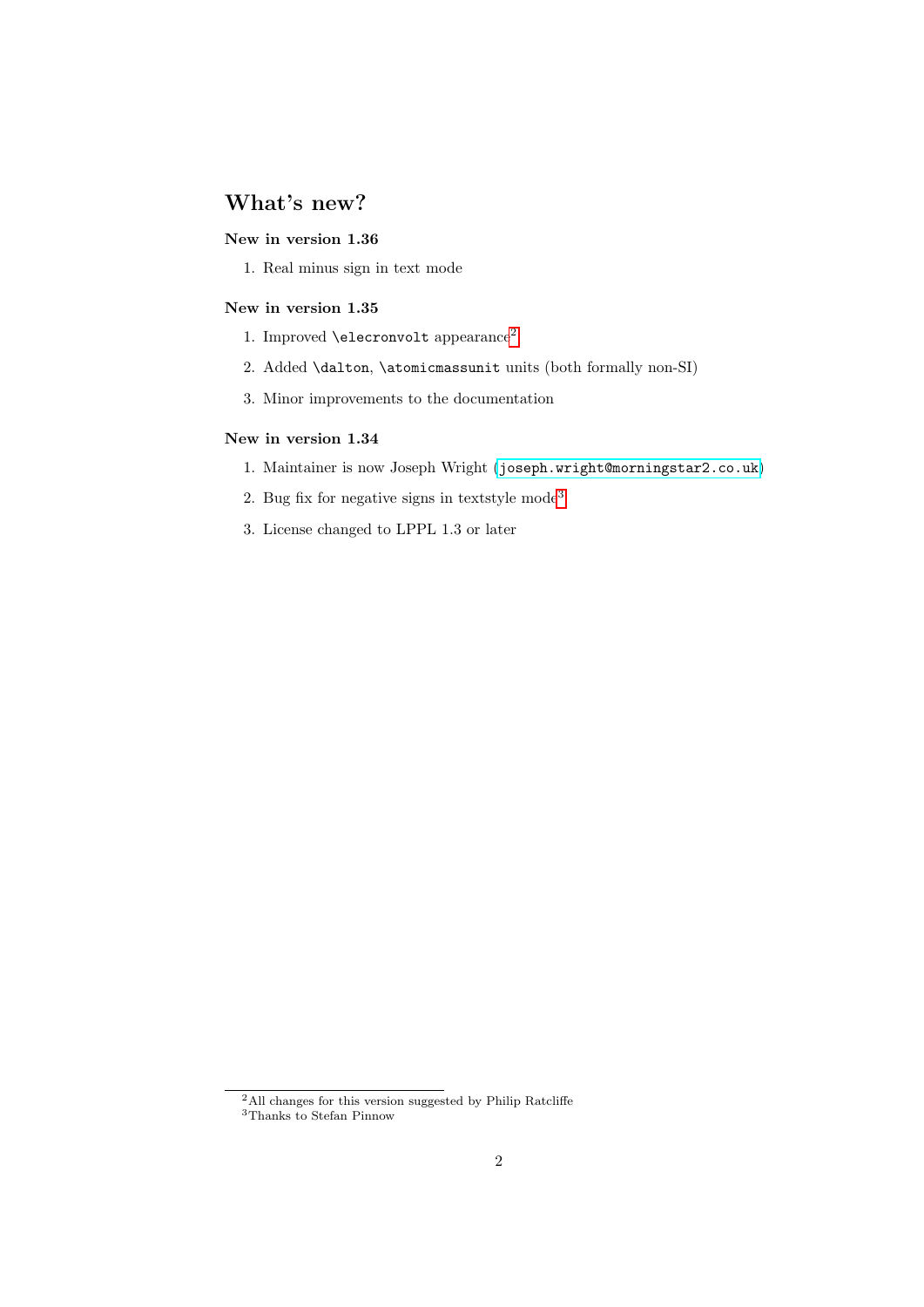# What's new?

### New in version 1.36

1. Real minus sign in text mode

### New in version 1.35

1. Improved `\elecronvolt` appearance[2]
2. Added `\dalton`, `\atomicmassunit` units (both formally non-SI)
3. Minor improvements to the documentation

### New in version 1.34

1. Maintainer is now Joseph Wright (`joseph.wright@morningstar2.co.uk`)
2. Bug fix for negative signs in textstyle mode[3]
3. License changed to LPPL 1.3 or later

---

[2] All changes for this version suggested by Philip Ratcliffe

[3] Thanks to Stefan Pinnow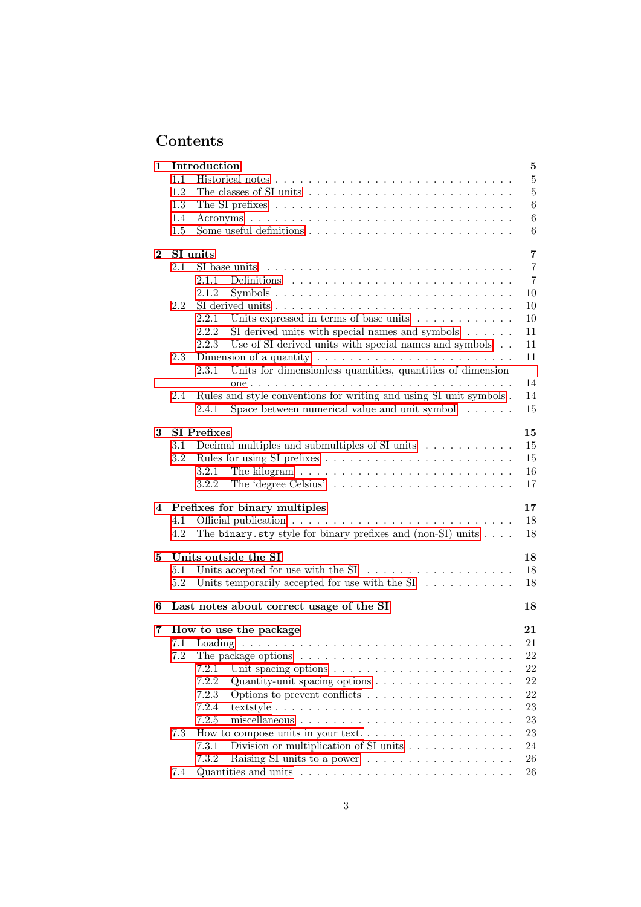# Contents

**1 Introduction** **5**
- 1.1 Historical notes . . . 5
- 1.2 The classes of SI units . . . 5
- 1.3 The SI prefixes . . . 6
- 1.4 Acronyms . . . 6
- 1.5 Some useful definitions . . . 6

**2 SI units** **7**
- 2.1 SI base units . . . 7
  - 2.1.1 Definitions . . . 7
  - 2.1.2 Symbols . . . 10
- 2.2 SI derived units . . . 10
  - 2.2.1 Units expressed in terms of base units . . . 10
  - 2.2.2 SI derived units with special names and symbols . . . 11
  - 2.2.3 Use of SI derived units with special names and symbols . . . 11
- 2.3 Dimension of a quantity . . . 11
  - 2.3.1 Units for dimensionless quantities, quantities of dimension one . . . 14
- 2.4 Rules and style conventions for writing and using SI unit symbols . 14
  - 2.4.1 Space between numerical value and unit symbol . . . 15

**3 SI Prefixes** **15**
- 3.1 Decimal multiples and submultiples of SI units . . . 15
- 3.2 Rules for using SI prefixes . . . 15
  - 3.2.1 The kilogram . . . 16
  - 3.2.2 The ‘degree Celsius’ . . . 17

**4 Prefixes for binary multiples** **17**
- 4.1 Official publication . . . 18
- 4.2 The `binary.sty` style for binary prefixes and (non-SI) units . . . 18

**5 Units outside the SI** **18**
- 5.1 Units accepted for use with the SI . . . 18
- 5.2 Units temporarily accepted for use with the SI . . . 18

**6 Last notes about correct usage of the SI** **18**

**7 How to use the package** **21**
- 7.1 Loading . . . 21
- 7.2 The package options . . . 22
  - 7.2.1 Unit spacing options . . . 22
  - 7.2.2 Quantity-unit spacing options . . . 22
  - 7.2.3 Options to prevent conflicts . . . 22
  - 7.2.4 textstyle . . . 23
  - 7.2.5 miscellaneous . . . 23
- 7.3 How to compose units in your text. . . . 23
  - 7.3.1 Division or multiplication of SI units . . . 24
  - 7.3.2 Raising SI units to a power . . . 26
- 7.4 Quantities and units . . . 26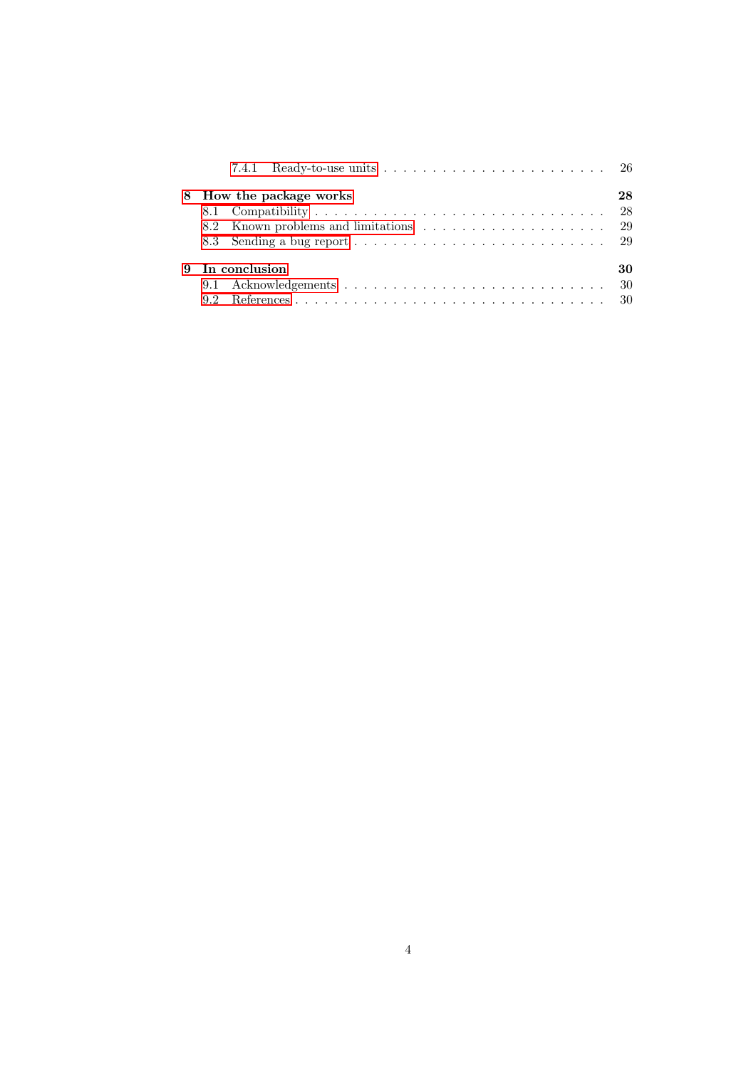7.4.1 Ready-to-use units . . . . . . . . . . . . . . . . . . . . . . . 26

**8 How the package works** **28**

8.1 Compatibility . . . . . . . . . . . . . . . . . . . . . . . . . . . . . 28

8.2 Known problems and limitations . . . . . . . . . . . . . . . . . . . . 29

8.3 Sending a bug report . . . . . . . . . . . . . . . . . . . . . . . . . . 29

**9 In conclusion** **30**

9.1 Acknowledgements . . . . . . . . . . . . . . . . . . . . . . . . . . . 30

9.2 References . . . . . . . . . . . . . . . . . . . . . . . . . . . . . . . 30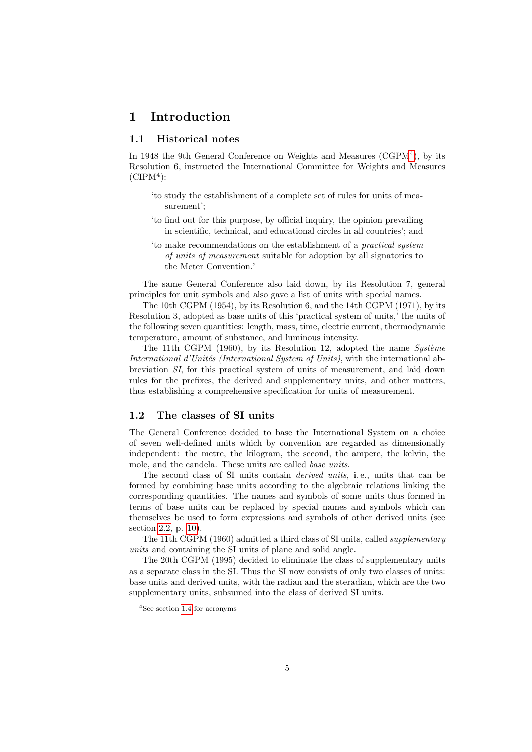# 1 Introduction

## 1.1 Historical notes

In 1948 the 9th General Conference on Weights and Measures (CGPM[4]), by its Resolution 6, instructed the International Committee for Weights and Measures (CIPM[4]):

> 'to study the establishment of a complete set of rules for units of measurement';
>
> 'to find out for this purpose, by official inquiry, the opinion prevailing in scientific, technical, and educational circles in all countries'; and
>
> 'to make recommendations on the establishment of a *practical system of units of measurement* suitable for adoption by all signatories to the Meter Convention.'

The same General Conference also laid down, by its Resolution 7, general principles for unit symbols and also gave a list of units with special names.

The 10th CGPM (1954), by its Resolution 6, and the 14th CGPM (1971), by its Resolution 3, adopted as base units of this 'practical system of units,' the units of the following seven quantities: length, mass, time, electric current, thermodynamic temperature, amount of substance, and luminous intensity.

The 11th CGPM (1960), by its Resolution 12, adopted the name *Système International d'Unités (International System of Units)*, with the international abbreviation *SI*, for this practical system of units of measurement, and laid down rules for the prefixes, the derived and supplementary units, and other matters, thus establishing a comprehensive specification for units of measurement.

## 1.2 The classes of SI units

The General Conference decided to base the International System on a choice of seven well-defined units which by convention are regarded as dimensionally independent: the metre, the kilogram, the second, the ampere, the kelvin, the mole, and the candela. These units are called *base units*.

The second class of SI units contain *derived units*, i. e., units that can be formed by combining base units according to the algebraic relations linking the corresponding quantities. The names and symbols of some units thus formed in terms of base units can be replaced by special names and symbols which can themselves be used to form expressions and symbols of other derived units (see section 2.2, p. 10).

The 11th CGPM (1960) admitted a third class of SI units, called *supplementary units* and containing the SI units of plane and solid angle.

The 20th CGPM (1995) decided to eliminate the class of supplementary units as a separate class in the SI. Thus the SI now consists of only two classes of units: base units and derived units, with the radian and the steradian, which are the two supplementary units, subsumed into the class of derived SI units.

[4] See section 1.4 for acronyms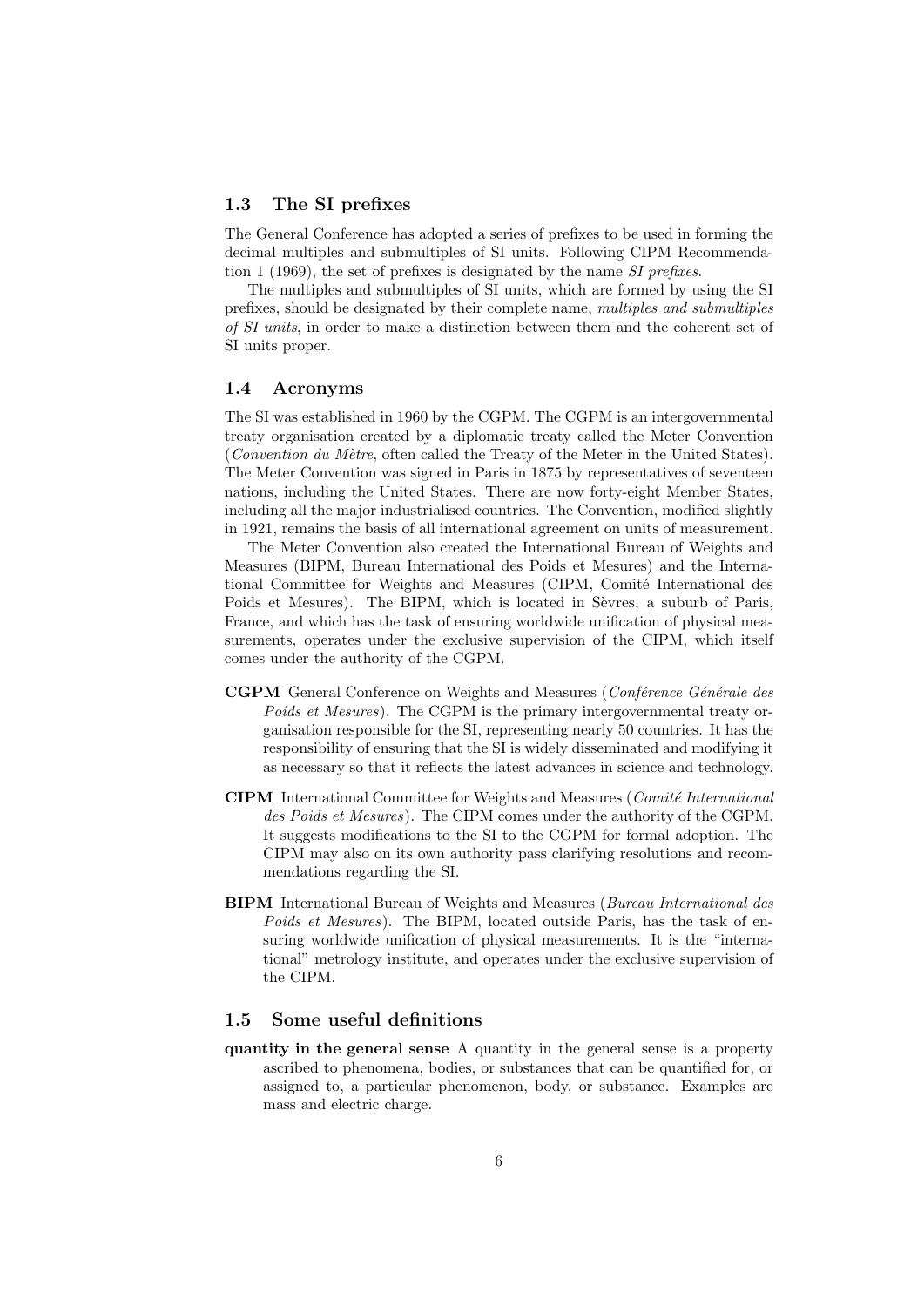### 1.3 The SI prefixes

The General Conference has adopted a series of prefixes to be used in forming the decimal multiples and submultiples of SI units. Following CIPM Recommendation 1 (1969), the set of prefixes is designated by the name *SI prefixes*.

The multiples and submultiples of SI units, which are formed by using the SI prefixes, should be designated by their complete name, *multiples and submultiples of SI units*, in order to make a distinction between them and the coherent set of SI units proper.

### 1.4 Acronyms

The SI was established in 1960 by the CGPM. The CGPM is an intergovernmental treaty organisation created by a diplomatic treaty called the Meter Convention (*Convention du Mètre*, often called the Treaty of the Meter in the United States). The Meter Convention was signed in Paris in 1875 by representatives of seventeen nations, including the United States. There are now forty-eight Member States, including all the major industrialised countries. The Convention, modified slightly in 1921, remains the basis of all international agreement on units of measurement.

The Meter Convention also created the International Bureau of Weights and Measures (BIPM, Bureau International des Poids et Mesures) and the International Committee for Weights and Measures (CIPM, Comité International des Poids et Mesures). The BIPM, which is located in Sèvres, a suburb of Paris, France, and which has the task of ensuring worldwide unification of physical measurements, operates under the exclusive supervision of the CIPM, which itself comes under the authority of the CGPM.

**CGPM** General Conference on Weights and Measures (*Conférence Générale des Poids et Mesures*). The CGPM is the primary intergovernmental treaty organisation responsible for the SI, representing nearly 50 countries. It has the responsibility of ensuring that the SI is widely disseminated and modifying it as necessary so that it reflects the latest advances in science and technology.

**CIPM** International Committee for Weights and Measures (*Comité International des Poids et Mesures*). The CIPM comes under the authority of the CGPM. It suggests modifications to the SI to the CGPM for formal adoption. The CIPM may also on its own authority pass clarifying resolutions and recommendations regarding the SI.

**BIPM** International Bureau of Weights and Measures (*Bureau International des Poids et Mesures*). The BIPM, located outside Paris, has the task of ensuring worldwide unification of physical measurements. It is the "international" metrology institute, and operates under the exclusive supervision of the CIPM.

### 1.5 Some useful definitions

**quantity in the general sense** A quantity in the general sense is a property ascribed to phenomena, bodies, or substances that can be quantified for, or assigned to, a particular phenomenon, body, or substance. Examples are mass and electric charge.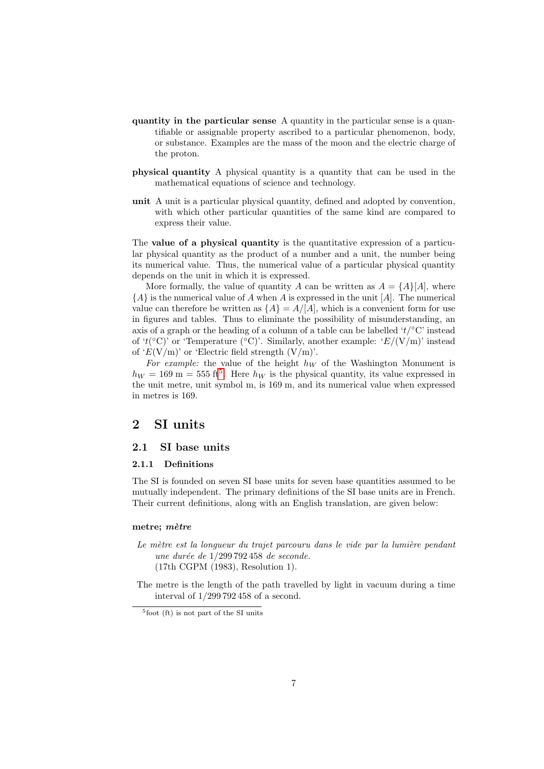**quantity in the particular sense** A quantity in the particular sense is a quantifiable or assignable property ascribed to a particular phenomenon, body, or substance. Examples are the mass of the moon and the electric charge of the proton.

**physical quantity** A physical quantity is a quantity that can be used in the mathematical equations of science and technology.

**unit** A unit is a particular physical quantity, defined and adopted by convention, with which other particular quantities of the same kind are compared to express their value.

The **value of a physical quantity** is the quantitative expression of a particular physical quantity as the product of a number and a unit, the number being its numerical value. Thus, the numerical value of a particular physical quantity depends on the unit in which it is expressed.

More formally, the value of quantity $A$ can be written as $A = \{A\}[A]$, where $\{A\}$ is the numerical value of $A$ when $A$ is expressed in the unit $[A]$. The numerical value can therefore be written as $\{A\} = A/[A]$, which is a convenient form for use in figures and tables. Thus to eliminate the possibility of misunderstanding, an axis of a graph or the heading of a column of a table can be labelled '$t/°\mathrm{C}$' instead of '$t(°\mathrm{C})$' or 'Temperature (°C)'. Similarly, another example: '$E/(\mathrm{V/m})$' instead of '$E(\mathrm{V/m})$' or 'Electric field strength (V/m)'.

*For example:* the value of the height $h_W$ of the Washington Monument is $h_W = 169\ \mathrm{m} = 555\ \mathrm{ft}$[5]. Here $h_W$ is the physical quantity, its value expressed in the unit metre, unit symbol m, is 169 m, and its numerical value when expressed in metres is 169.

# 2 SI units

## 2.1 SI base units

### 2.1.1 Definitions

The SI is founded on seven SI base units for seven base quantities assumed to be mutually independent. The primary definitions of the SI base units are in French. Their current definitions, along with an English translation, are given below:

**metre; *mètre***

*Le mètre est la longueur du trajet parcouru dans le vide par la lumière pendant une durée de* 1/299 792 458 *de seconde.*
(17th CGPM (1983), Resolution 1).

The metre is the length of the path travelled by light in vacuum during a time interval of 1/299 792 458 of a second.

[5] foot (ft) is not part of the SI units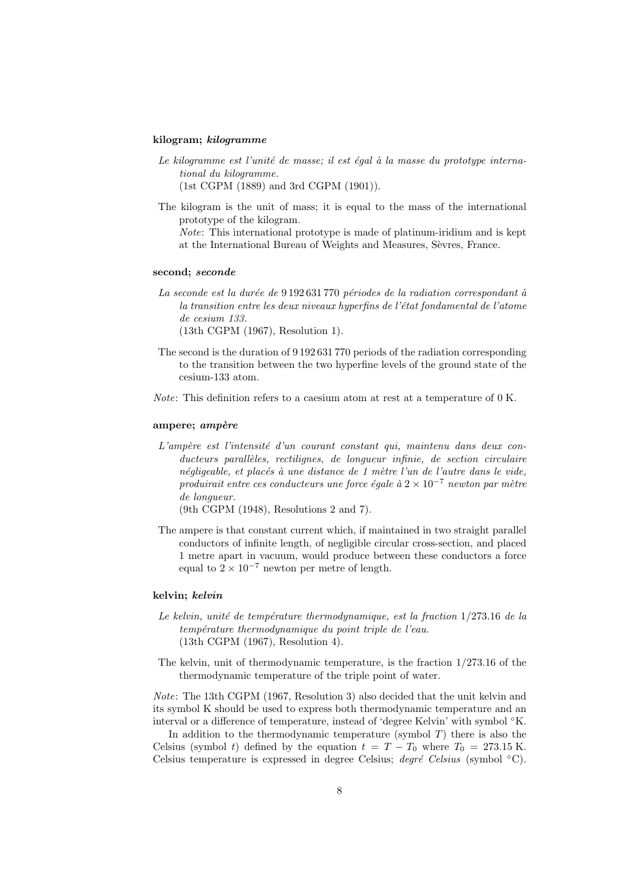**kilogram; *kilogramme***

*Le kilogramme est l'unité de masse; il est égal à la masse du prototype international du kilogramme.*
(1st CGPM (1889) and 3rd CGPM (1901)).

The kilogram is the unit of mass; it is equal to the mass of the international prototype of the kilogram.
*Note*: This international prototype is made of platinum-iridium and is kept at the International Bureau of Weights and Measures, Sèvres, France.

**second; *seconde***

*La seconde est la durée de* 9 192 631 770 *périodes de la radiation correspondant à la transition entre les deux niveaux hyperfins de l'état fondamental de l'atome de cesium 133.*
(13th CGPM (1967), Resolution 1).

The second is the duration of 9 192 631 770 periods of the radiation corresponding to the transition between the two hyperfine levels of the ground state of the cesium-133 atom.

*Note*: This definition refers to a caesium atom at rest at a temperature of 0 K.

**ampere; *ampère***

*L'ampère est l'intensité d'un courant constant qui, maintenu dans deux conducteurs parallèles, rectilignes, de longueur infinie, de section circulaire négligeable, et placés à une distance de 1 mètre l'un de l'autre dans le vide, produirait entre ces conducteurs une force égale à* $2 \times 10^{-7}$ *newton par mètre de longueur.*
(9th CGPM (1948), Resolutions 2 and 7).

The ampere is that constant current which, if maintained in two straight parallel conductors of infinite length, of negligible circular cross-section, and placed 1 metre apart in vacuum, would produce between these conductors a force equal to $2 \times 10^{-7}$ newton per metre of length.

**kelvin; *kelvin***

*Le kelvin, unité de température thermodynamique, est la fraction* 1/273.16 *de la température thermodynamique du point triple de l'eau.*
(13th CGPM (1967), Resolution 4).

The kelvin, unit of thermodynamic temperature, is the fraction 1/273.16 of the thermodynamic temperature of the triple point of water.

*Note*: The 13th CGPM (1967, Resolution 3) also decided that the unit kelvin and its symbol K should be used to express both thermodynamic temperature and an interval or a difference of temperature, instead of 'degree Kelvin' with symbol °K.

In addition to the thermodynamic temperature (symbol $T$) there is also the Celsius (symbol $t$) defined by the equation $t = T - T_0$ where $T_0 = 273.15$ K. Celsius temperature is expressed in degree Celsius; *degré Celsius* (symbol °C).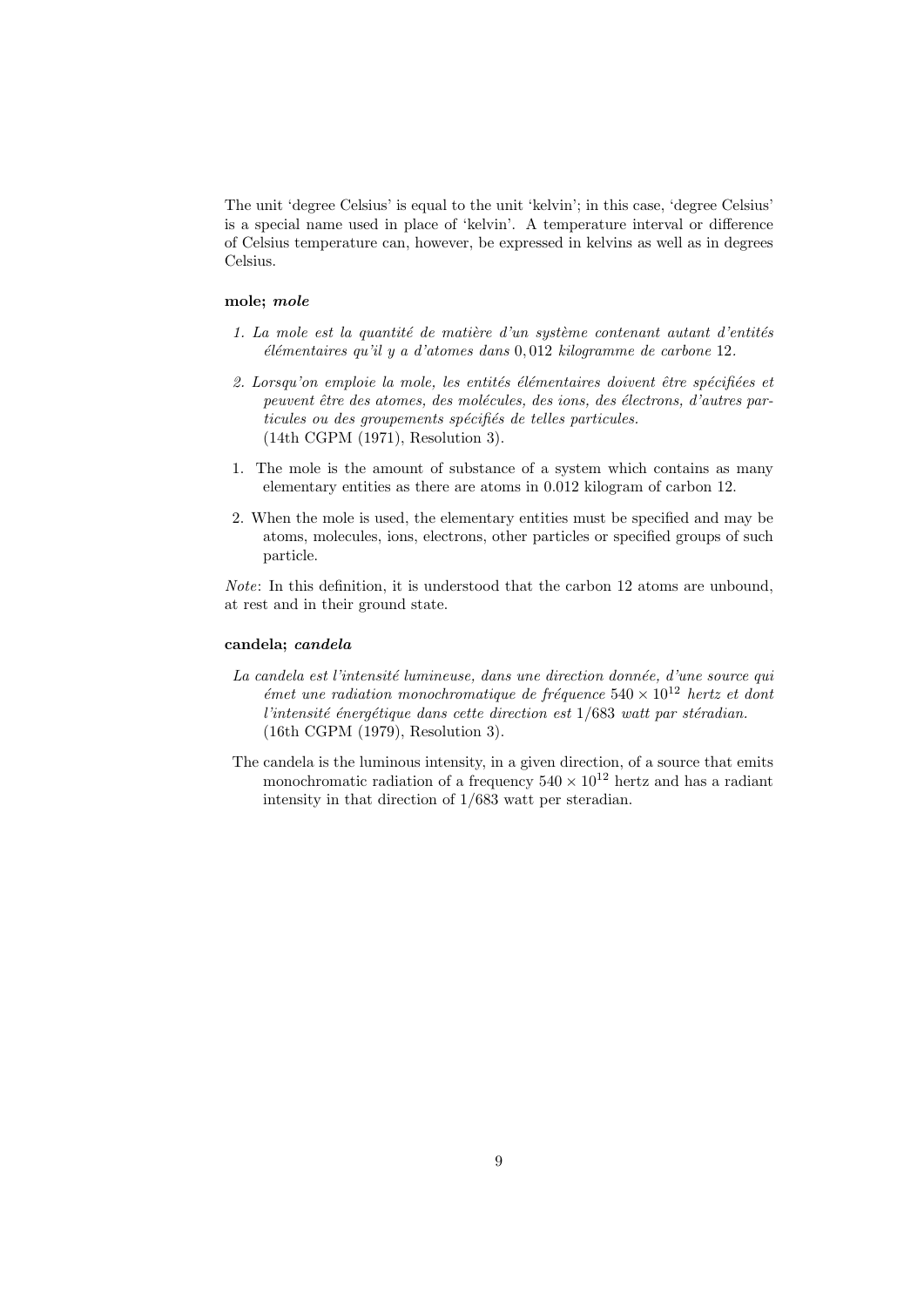The unit 'degree Celsius' is equal to the unit 'kelvin'; in this case, 'degree Celsius' is a special name used in place of 'kelvin'. A temperature interval or difference of Celsius temperature can, however, be expressed in kelvins as well as in degrees Celsius.

**mole; *mole***

1. *La mole est la quantité de matière d'un système contenant autant d'entités élémentaires qu'il y a d'atomes dans* $0,012$ *kilogramme de carbone* $12$.
2. *Lorsqu'on emploie la mole, les entités élémentaires doivent être spécifiées et peuvent être des atomes, des molécules, des ions, des électrons, d'autres particules ou des groupements spécifiés de telles particules.*
   (14th CGPM (1971), Resolution 3).

1. The mole is the amount of substance of a system which contains as many elementary entities as there are atoms in 0.012 kilogram of carbon 12.
2. When the mole is used, the elementary entities must be specified and may be atoms, molecules, ions, electrons, other particles or specified groups of such particle.

*Note*: In this definition, it is understood that the carbon 12 atoms are unbound, at rest and in their ground state.

**candela; *candela***

*La candela est l'intensité lumineuse, dans une direction donnée, d'une source qui émet une radiation monochromatique de fréquence* $540 \times 10^{12}$ *hertz et dont l'intensité énergétique dans cette direction est* $1/683$ *watt par stéradian.*
(16th CGPM (1979), Resolution 3).

The candela is the luminous intensity, in a given direction, of a source that emits monochromatic radiation of a frequency $540 \times 10^{12}$ hertz and has a radiant intensity in that direction of $1/683$ watt per steradian.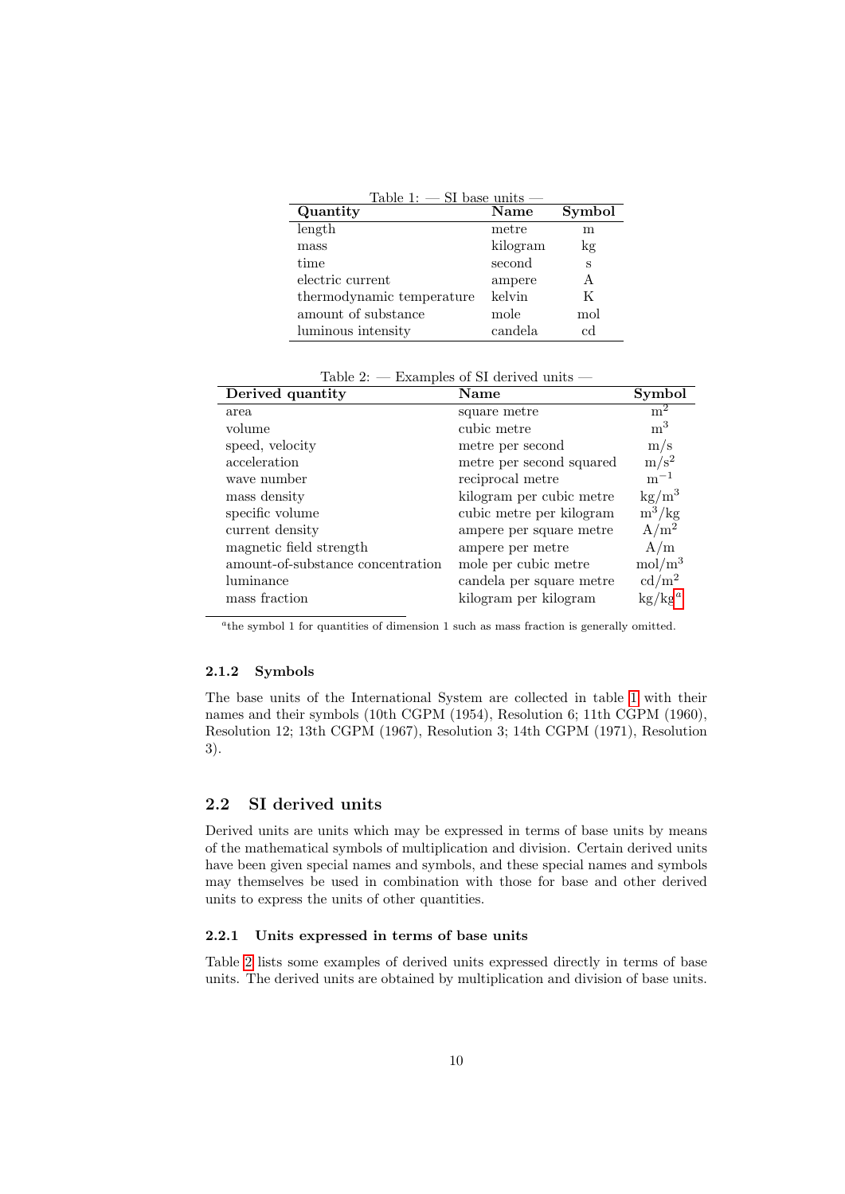Table 1: — SI base units —

| **Quantity** | **Name** | **Symbol** |
|---|---|---|
| length | metre | m |
| mass | kilogram | kg |
| time | second | s |
| electric current | ampere | A |
| thermodynamic temperature | kelvin | K |
| amount of substance | mole | mol |
| luminous intensity | candela | cd |

Table 2: — Examples of SI derived units —

| **Derived quantity** | **Name** | **Symbol** |
|---|---|---|
| area | square metre | $m^2$ |
| volume | cubic metre | $m^3$ |
| speed, velocity | metre per second | m/s |
| acceleration | metre per second squared | $m/s^2$ |
| wave number | reciprocal metre | $m^{-1}$ |
| mass density | kilogram per cubic metre | $kg/m^3$ |
| specific volume | cubic metre per kilogram | $m^3/kg$ |
| current density | ampere per square metre | $A/m^2$ |
| magnetic field strength | ampere per metre | A/m |
| amount-of-substance concentration | mole per cubic metre | $mol/m^3$ |
| luminance | candela per square metre | $cd/m^2$ |
| mass fraction | kilogram per kilogram | kg/kg[a] |

[a]the symbol 1 for quantities of dimension 1 such as mass fraction is generally omitted.

#### 2.1.2 Symbols

The base units of the International System are collected in table 1 with their names and their symbols (10th CGPM (1954), Resolution 6; 11th CGPM (1960), Resolution 12; 13th CGPM (1967), Resolution 3; 14th CGPM (1971), Resolution 3).

### 2.2 SI derived units

Derived units are units which may be expressed in terms of base units by means of the mathematical symbols of multiplication and division. Certain derived units have been given special names and symbols, and these special names and symbols may themselves be used in combination with those for base and other derived units to express the units of other quantities.

#### 2.2.1 Units expressed in terms of base units

Table 2 lists some examples of derived units expressed directly in terms of base units. The derived units are obtained by multiplication and division of base units.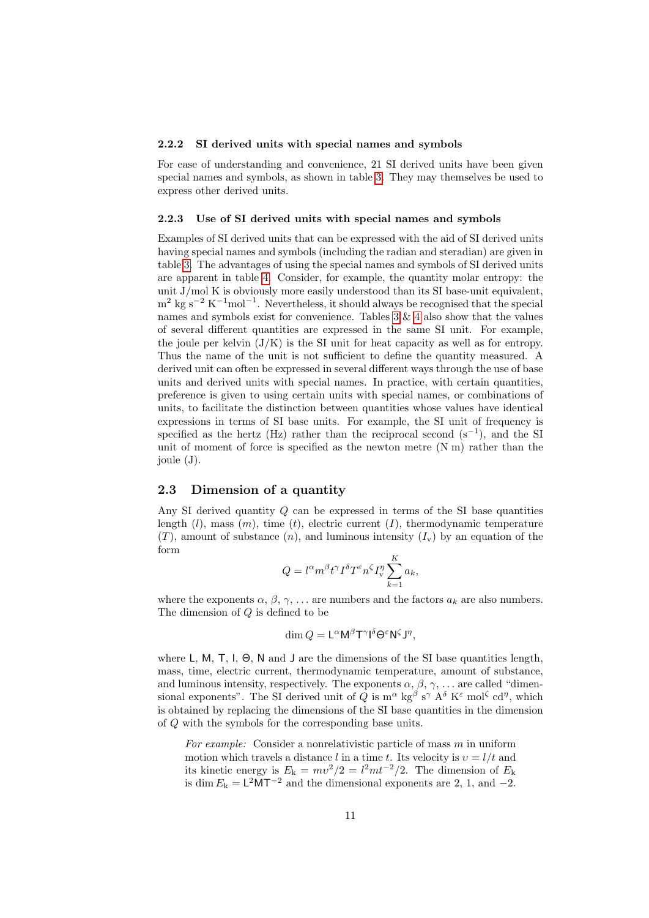#### 2.2.2 SI derived units with special names and symbols

For ease of understanding and convenience, 21 SI derived units have been given special names and symbols, as shown in table 3. They may themselves be used to express other derived units.

#### 2.2.3 Use of SI derived units with special names and symbols

Examples of SI derived units that can be expressed with the aid of SI derived units having special names and symbols (including the radian and steradian) are given in table 3. The advantages of using the special names and symbols of SI derived units are apparent in table 4. Consider, for example, the quantity molar entropy: the unit J/mol K is obviously more easily understood than its SI base-unit equivalent, $\mathrm{m^2\ kg\ s^{-2}\ K^{-1} mol^{-1}}$. Nevertheless, it should always be recognised that the special names and symbols exist for convenience. Tables 3 & 4 also show that the values of several different quantities are expressed in the same SI unit. For example, the joule per kelvin (J/K) is the SI unit for heat capacity as well as for entropy. Thus the name of the unit is not sufficient to define the quantity measured. A derived unit can often be expressed in several different ways through the use of base units and derived units with special names. In practice, with certain quantities, preference is given to using certain units with special names, or combinations of units, to facilitate the distinction between quantities whose values have identical expressions in terms of SI base units. For example, the SI unit of frequency is specified as the hertz (Hz) rather than the reciprocal second ($\mathrm{s^{-1}}$), and the SI unit of moment of force is specified as the newton metre (N m) rather than the joule (J).

### 2.3 Dimension of a quantity

Any SI derived quantity $Q$ can be expressed in terms of the SI base quantities length ($l$), mass ($m$), time ($t$), electric current ($I$), thermodynamic temperature ($T$), amount of substance ($n$), and luminous intensity ($I_\mathrm{v}$) by an equation of the form

$$Q = l^\alpha m^\beta t^\gamma I^\delta T^\varepsilon n^\zeta I_\mathrm{v}^\eta \sum_{k=1}^{K} a_k,$$

where the exponents $\alpha$, $\beta$, $\gamma$, ... are numbers and the factors $a_k$ are also numbers. The dimension of $Q$ is defined to be

$$\dim Q = \mathsf{L}^\alpha \mathsf{M}^\beta \mathsf{T}^\gamma \mathsf{I}^\delta \Theta^\varepsilon \mathsf{N}^\zeta \mathsf{J}^\eta,$$

where $\mathsf{L}$, $\mathsf{M}$, $\mathsf{T}$, $\mathsf{I}$, $\Theta$, $\mathsf{N}$ and $\mathsf{J}$ are the dimensions of the SI base quantities length, mass, time, electric current, thermodynamic temperature, amount of substance, and luminous intensity, respectively. The exponents $\alpha$, $\beta$, $\gamma$, ... are called "dimensional exponents". The SI derived unit of $Q$ is $\mathrm{m}^\alpha\ \mathrm{kg}^\beta\ \mathrm{s}^\gamma\ \mathrm{A}^\delta\ \mathrm{K}^\varepsilon\ \mathrm{mol}^\zeta\ \mathrm{cd}^\eta$, which is obtained by replacing the dimensions of the SI base quantities in the dimension of $Q$ with the symbols for the corresponding base units.

> *For example:* Consider a nonrelativistic particle of mass $m$ in uniform motion which travels a distance $l$ in a time $t$. Its velocity is $\upsilon = l/t$ and its kinetic energy is $E_\mathrm{k} = m\upsilon^2/2 = l^2 m t^{-2}/2$. The dimension of $E_\mathrm{k}$ is $\dim E_\mathrm{k} = \mathsf{L}^2\mathsf{M}\mathsf{T}^{-2}$ and the dimensional exponents are 2, 1, and $-2$.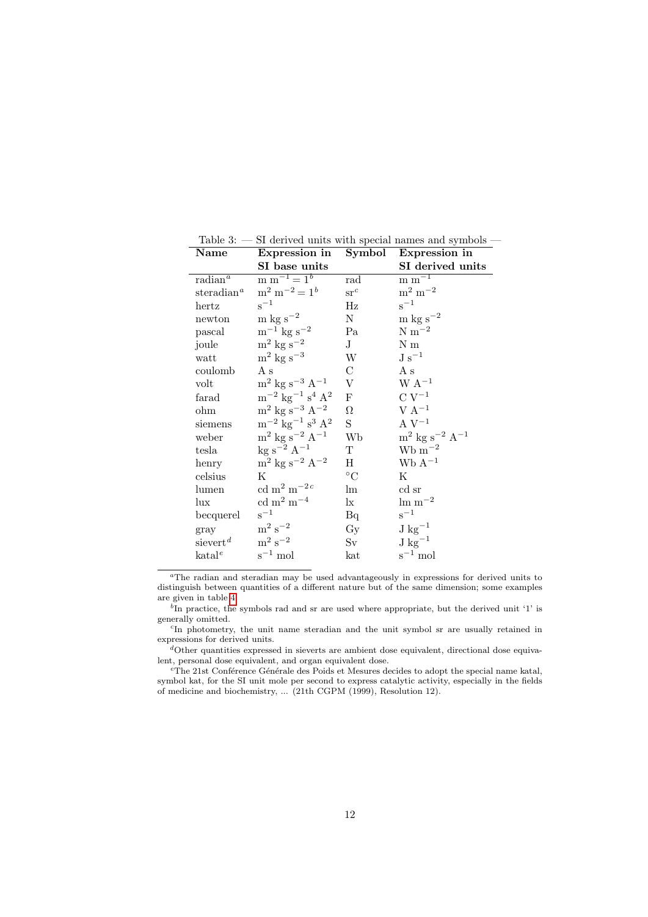Table 3: — SI derived units with special names and symbols —

| Name | Expression in SI base units | Symbol | Expression in SI derived units |
|---|---|---|---|
| radian[a] | $\mathrm{m\ m^{-1} = 1}$[b] | rad | $\mathrm{m\ m^{-1}}$ |
| steradian[a] | $\mathrm{m^2\ m^{-2} = 1}$[b] | sr[c] | $\mathrm{m^2\ m^{-2}}$ |
| hertz | $\mathrm{s^{-1}}$ | Hz | $\mathrm{s^{-1}}$ |
| newton | $\mathrm{m\ kg\ s^{-2}}$ | N | $\mathrm{m\ kg\ s^{-2}}$ |
| pascal | $\mathrm{m^{-1}\ kg\ s^{-2}}$ | Pa | $\mathrm{N\ m^{-2}}$ |
| joule | $\mathrm{m^2\ kg\ s^{-2}}$ | J | $\mathrm{N\ m}$ |
| watt | $\mathrm{m^2\ kg\ s^{-3}}$ | W | $\mathrm{J\ s^{-1}}$ |
| coulomb | $\mathrm{A\ s}$ | C | $\mathrm{A\ s}$ |
| volt | $\mathrm{m^2\ kg\ s^{-3}\ A^{-1}}$ | V | $\mathrm{W\ A^{-1}}$ |
| farad | $\mathrm{m^{-2}\ kg^{-1}\ s^4\ A^2}$ | F | $\mathrm{C\ V^{-1}}$ |
| ohm | $\mathrm{m^2\ kg\ s^{-3}\ A^{-2}}$ | Ω | $\mathrm{V\ A^{-1}}$ |
| siemens | $\mathrm{m^{-2}\ kg^{-1}\ s^3\ A^2}$ | S | $\mathrm{A\ V^{-1}}$ |
| weber | $\mathrm{m^2\ kg\ s^{-2}\ A^{-1}}$ | Wb | $\mathrm{m^2\ kg\ s^{-2}\ A^{-1}}$ |
| tesla | $\mathrm{kg\ s^{-2}\ A^{-1}}$ | T | $\mathrm{Wb\ m^{-2}}$ |
| henry | $\mathrm{m^2\ kg\ s^{-2}\ A^{-2}}$ | H | $\mathrm{Wb\ A^{-1}}$ |
| celsius | K | °C | K |
| lumen | $\mathrm{cd\ m^2\ m^{-2}}$[c] | lm | cd sr |
| lux | $\mathrm{cd\ m^2\ m^{-4}}$ | lx | $\mathrm{lm\ m^{-2}}$ |
| becquerel | $\mathrm{s^{-1}}$ | Bq | $\mathrm{s^{-1}}$ |
| gray | $\mathrm{m^2\ s^{-2}}$ | Gy | $\mathrm{J\ kg^{-1}}$ |
| sievert[d] | $\mathrm{m^2\ s^{-2}}$ | Sv | $\mathrm{J\ kg^{-1}}$ |
| katal[e] | $\mathrm{s^{-1}\ mol}$ | kat | $\mathrm{s^{-1}\ mol}$ |

[a] The radian and steradian may be used advantageously in expressions for derived units to distinguish between quantities of a different nature but of the same dimension; some examples are given in table 4.

[b] In practice, the symbols rad and sr are used where appropriate, but the derived unit '1' is generally omitted.

[c] In photometry, the unit name steradian and the unit symbol sr are usually retained in expressions for derived units.

[d] Other quantities expressed in sieverts are ambient dose equivalent, directional dose equivalent, personal dose equivalent, and organ equivalent dose.

[e] The 21st Conférence Générale des Poids et Mesures decides to adopt the special name katal, symbol kat, for the SI unit mole per second to express catalytic activity, especially in the fields of medicine and biochemistry, ... (21th CGPM (1999), Resolution 12).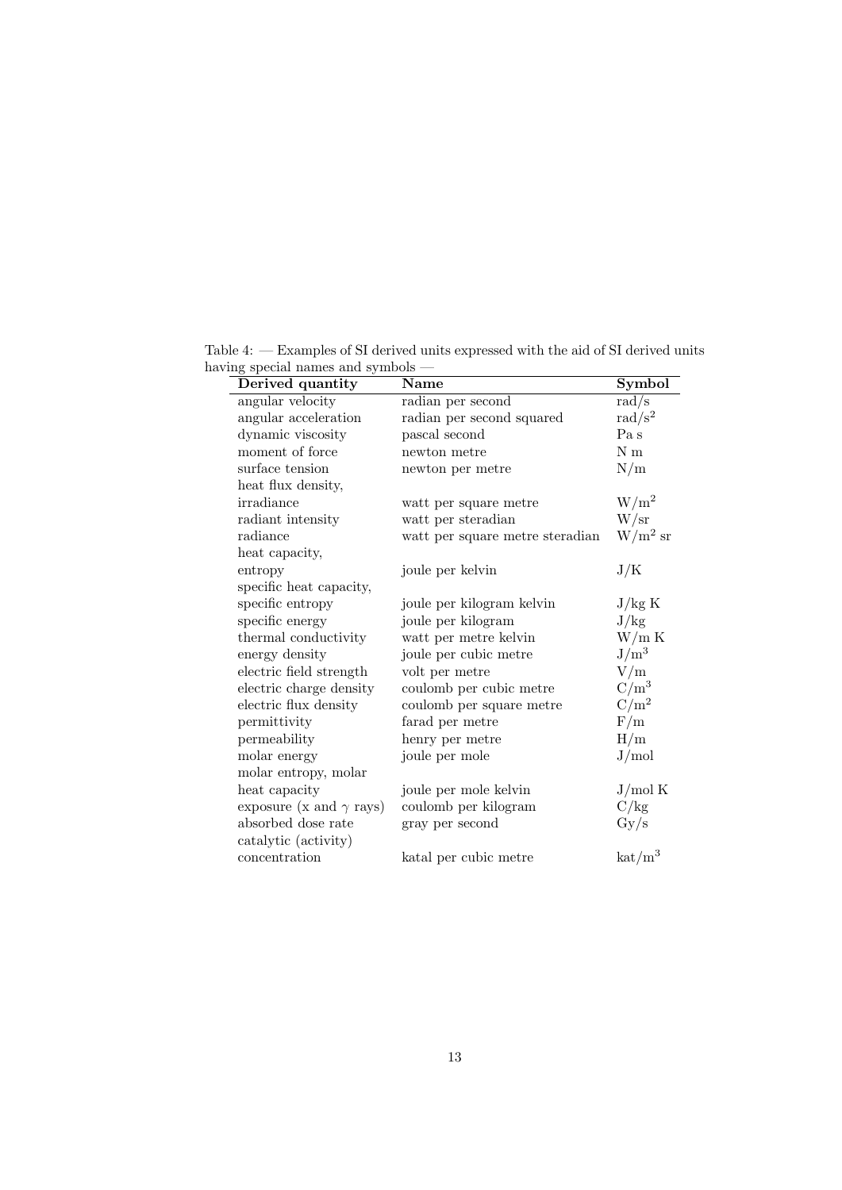Table 4: — Examples of SI derived units expressed with the aid of SI derived units having special names and symbols —

| Derived quantity | Name | Symbol |
|---|---|---|
| angular velocity | radian per second | rad/s |
| angular acceleration | radian per second squared | $\mathrm{rad/s^2}$ |
| dynamic viscosity | pascal second | Pa s |
| moment of force | newton metre | N m |
| surface tension | newton per metre | N/m |
| heat flux density, irradiance | watt per square metre | $\mathrm{W/m^2}$ |
| radiant intensity | watt per steradian | W/sr |
| radiance | watt per square metre steradian | $\mathrm{W/m^2\ sr}$ |
| heat capacity, entropy | joule per kelvin | J/K |
| specific heat capacity, specific entropy | joule per kilogram kelvin | J/kg K |
| specific energy | joule per kilogram | J/kg |
| thermal conductivity | watt per metre kelvin | W/m K |
| energy density | joule per cubic metre | $\mathrm{J/m^3}$ |
| electric field strength | volt per metre | V/m |
| electric charge density | coulomb per cubic metre | $\mathrm{C/m^3}$ |
| electric flux density | coulomb per square metre | $\mathrm{C/m^2}$ |
| permittivity | farad per metre | F/m |
| permeability | henry per metre | H/m |
| molar energy | joule per mole | J/mol |
| molar entropy, molar heat capacity | joule per mole kelvin | J/mol K |
| exposure (x and $\gamma$ rays) | coulomb per kilogram | C/kg |
| absorbed dose rate | gray per second | Gy/s |
| catalytic (activity) concentration | katal per cubic metre | $\mathrm{kat/m^3}$ |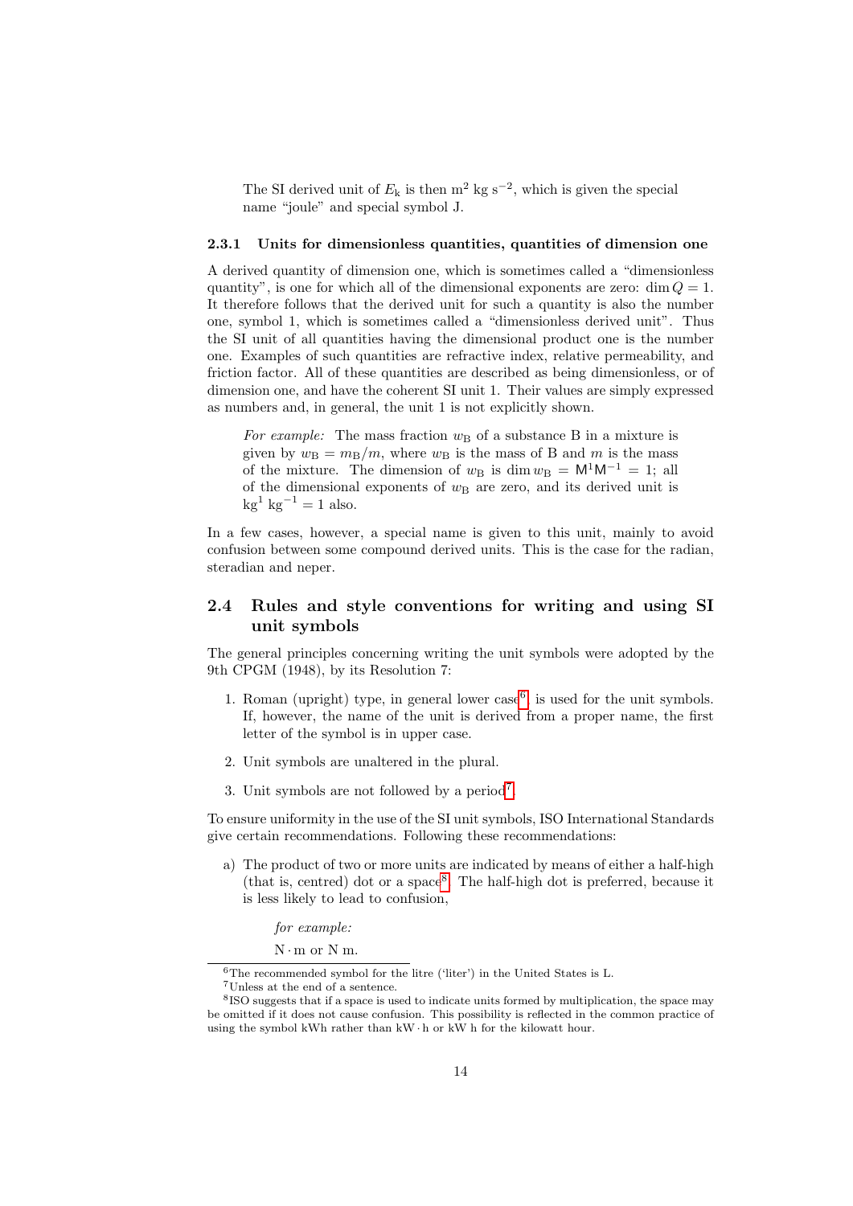The SI derived unit of $E_\mathrm{k}$ is then $\mathrm{m}^2\ \mathrm{kg}\ \mathrm{s}^{-2}$, which is given the special name "joule" and special symbol J.

### 2.3.1 Units for dimensionless quantities, quantities of dimension one

A derived quantity of dimension one, which is sometimes called a "dimensionless quantity", is one for which all of the dimensional exponents are zero: $\dim Q = 1$. It therefore follows that the derived unit for such a quantity is also the number one, symbol 1, which is sometimes called a "dimensionless derived unit". Thus the SI unit of all quantities having the dimensional product one is the number one. Examples of such quantities are refractive index, relative permeability, and friction factor. All of these quantities are described as being dimensionless, or of dimension one, and have the coherent SI unit 1. Their values are simply expressed as numbers and, in general, the unit 1 is not explicitly shown.

> *For example:* The mass fraction $w_\mathrm{B}$ of a substance B in a mixture is given by $w_\mathrm{B} = m_\mathrm{B}/m$, where $w_\mathrm{B}$ is the mass of B and $m$ is the mass of the mixture. The dimension of $w_\mathrm{B}$ is $\dim w_\mathrm{B} = \mathsf{M}^1\mathsf{M}^{-1} = 1$; all of the dimensional exponents of $w_\mathrm{B}$ are zero, and its derived unit is $\mathrm{kg}^1\ \mathrm{kg}^{-1} = 1$ also.

In a few cases, however, a special name is given to this unit, mainly to avoid confusion between some compound derived units. This is the case for the radian, steradian and neper.

## 2.4 Rules and style conventions for writing and using SI unit symbols

The general principles concerning writing the unit symbols were adopted by the 9th CPGM (1948), by its Resolution 7:

1. Roman (upright) type, in general lower case[6], is used for the unit symbols. If, however, the name of the unit is derived from a proper name, the first letter of the symbol is in upper case.
2. Unit symbols are unaltered in the plural.
3. Unit symbols are not followed by a period[7].

To ensure uniformity in the use of the SI unit symbols, ISO International Standards give certain recommendations. Following these recommendations:

a) The product of two or more units are indicated by means of either a half-high (that is, centred) dot or a space[8]. The half-high dot is preferred, because it is less likely to lead to confusion,

   *for example:*

   $\mathrm{N \cdot m}$ or N m.

---

[6] The recommended symbol for the litre ('liter') in the United States is L.

[7] Unless at the end of a sentence.

[8] ISO suggests that if a space is used to indicate units formed by multiplication, the space may be omitted if it does not cause confusion. This possibility is reflected in the common practice of using the symbol kWh rather than $\mathrm{kW \cdot h}$ or kW h for the kilowatt hour.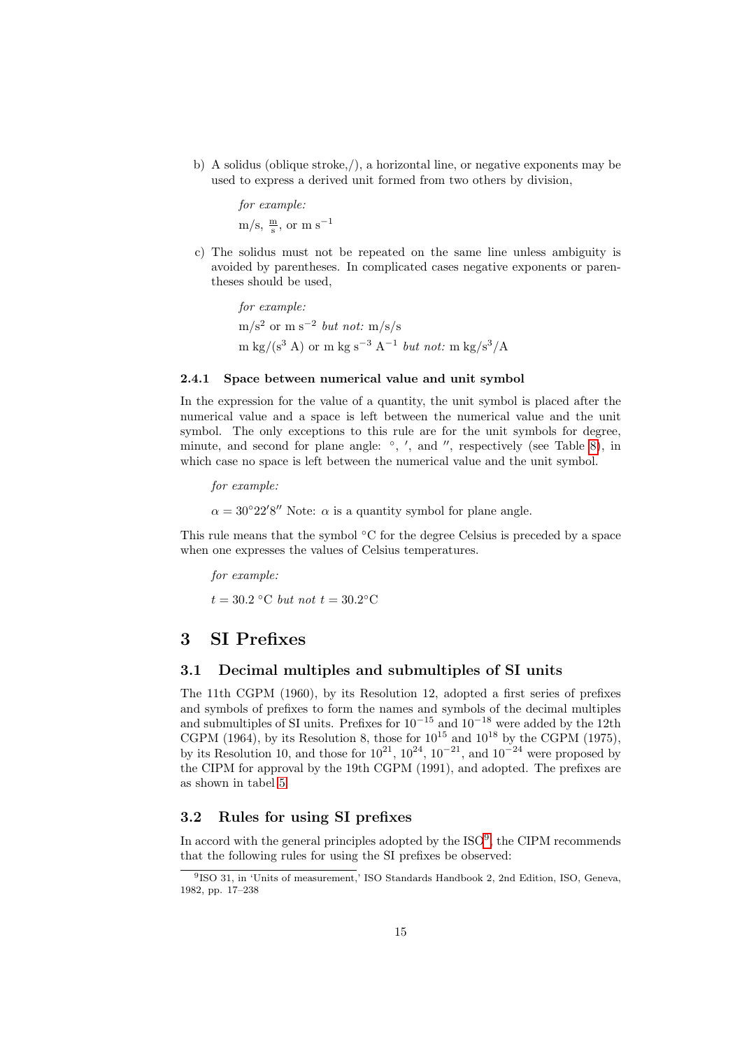b) A solidus (oblique stroke,/), a horizontal line, or negative exponents may be used to express a derived unit formed from two others by division,

   *for example:*

   m/s, $\frac{\mathrm{m}}{\mathrm{s}}$, or m s$^{-1}$

c) The solidus must not be repeated on the same line unless ambiguity is avoided by parentheses. In complicated cases negative exponents or parentheses should be used,

   *for example:*

   m/s$^2$ or m s$^{-2}$ *but not:* m/s/s

   m kg/(s$^3$ A) or m kg s$^{-3}$ A$^{-1}$ *but not:* m kg/s$^3$/A

#### 2.4.1 Space between numerical value and unit symbol

In the expression for the value of a quantity, the unit symbol is placed after the numerical value and a space is left between the numerical value and the unit symbol. The only exceptions to this rule are for the unit symbols for degree, minute, and second for plane angle: $^\circ$, $'$, and $''$, respectively (see Table 8), in which case no space is left between the numerical value and the unit symbol.

*for example:*

$\alpha = 30^\circ 22' 8''$ Note: $\alpha$ is a quantity symbol for plane angle.

This rule means that the symbol °C for the degree Celsius is preceded by a space when one expresses the values of Celsius temperatures.

*for example:*

$t = 30.2$ °C *but not* $t = 30.2$°C

# 3 SI Prefixes

## 3.1 Decimal multiples and submultiples of SI units

The 11th CGPM (1960), by its Resolution 12, adopted a first series of prefixes and symbols of prefixes to form the names and symbols of the decimal multiples and submultiples of SI units. Prefixes for $10^{-15}$ and $10^{-18}$ were added by the 12th CGPM (1964), by its Resolution 8, those for $10^{15}$ and $10^{18}$ by the CGPM (1975), by its Resolution 10, and those for $10^{21}$, $10^{24}$, $10^{-21}$, and $10^{-24}$ were proposed by the CIPM for approval by the 19th CGPM (1991), and adopted. The prefixes are as shown in tabel 5.

## 3.2 Rules for using SI prefixes

In accord with the general principles adopted by the ISO[9], the CIPM recommends that the following rules for using the SI prefixes be observed:

[9] ISO 31, in 'Units of measurement,' ISO Standards Handbook 2, 2nd Edition, ISO, Geneva, 1982, pp. 17–238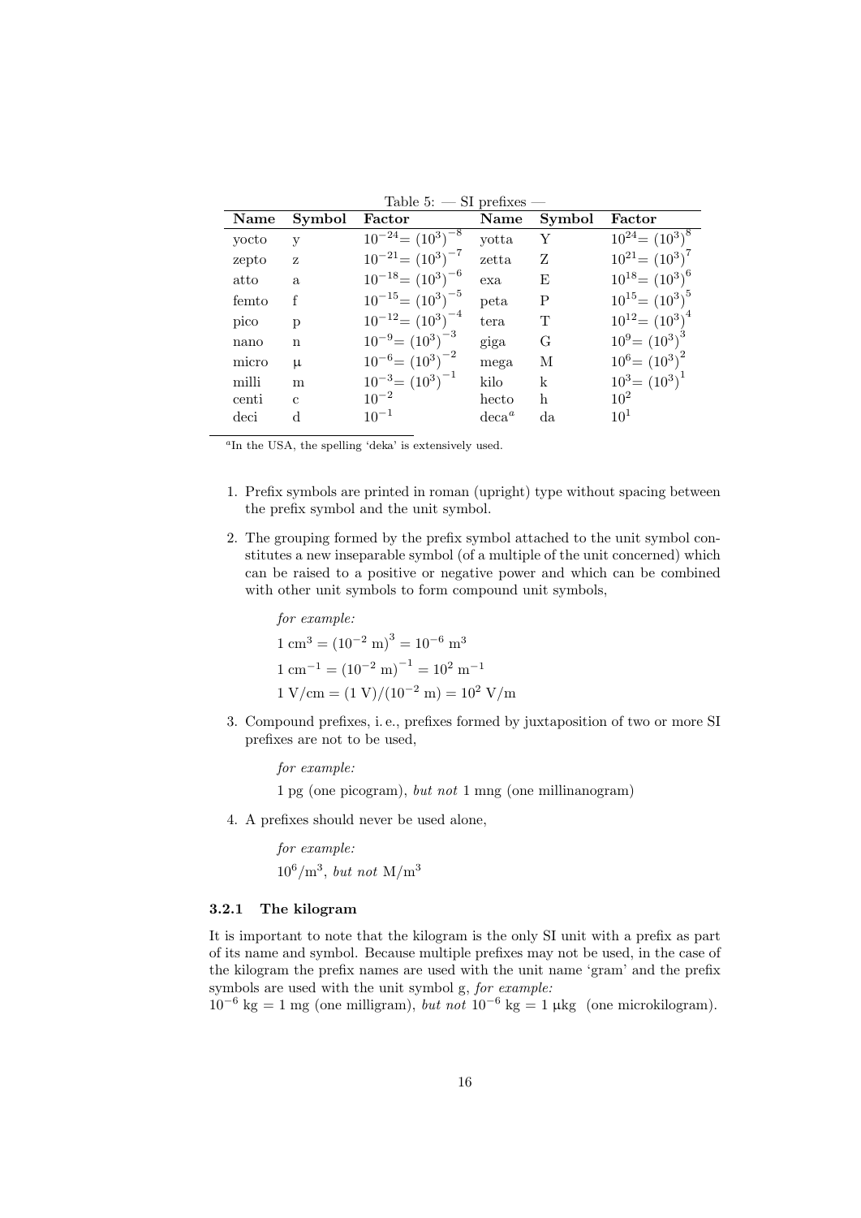Table 5: — SI prefixes —

| Name | Symbol | Factor | Name | Symbol | Factor |
|---|---|---|---|---|---|
| yocto | y | $10^{-24} = (10^3)^{-8}$ | yotta | Y | $10^{24} = (10^3)^8$ |
| zepto | z | $10^{-21} = (10^3)^{-7}$ | zetta | Z | $10^{21} = (10^3)^7$ |
| atto | a | $10^{-18} = (10^3)^{-6}$ | exa | E | $10^{18} = (10^3)^6$ |
| femto | f | $10^{-15} = (10^3)^{-5}$ | peta | P | $10^{15} = (10^3)^5$ |
| pico | p | $10^{-12} = (10^3)^{-4}$ | tera | T | $10^{12} = (10^3)^4$ |
| nano | n | $10^{-9} = (10^3)^{-3}$ | giga | G | $10^9 = (10^3)^3$ |
| micro | µ | $10^{-6} = (10^3)^{-2}$ | mega | M | $10^6 = (10^3)^2$ |
| milli | m | $10^{-3} = (10^3)^{-1}$ | kilo | k | $10^3 = (10^3)^1$ |
| centi | c | $10^{-2}$ | hecto | h | $10^2$ |
| deci | d | $10^{-1}$ | deca[a] | da | $10^1$ |

[a] In the USA, the spelling 'deka' is extensively used.

1. Prefix symbols are printed in roman (upright) type without spacing between the prefix symbol and the unit symbol.

2. The grouping formed by the prefix symbol attached to the unit symbol constitutes a new inseparable symbol (of a multiple of the unit concerned) which can be raised to a positive or negative power and which can be combined with other unit symbols to form compound unit symbols,

   *for example:*

   $1\ \mathrm{cm}^3 = (10^{-2}\ \mathrm{m})^3 = 10^{-6}\ \mathrm{m}^3$

   $1\ \mathrm{cm}^{-1} = (10^{-2}\ \mathrm{m})^{-1} = 10^2\ \mathrm{m}^{-1}$

   $1\ \mathrm{V/cm} = (1\ \mathrm{V})/(10^{-2}\ \mathrm{m}) = 10^2\ \mathrm{V/m}$

3. Compound prefixes, i. e., prefixes formed by juxtaposition of two or more SI prefixes are not to be used,

   *for example:*

   1 pg (one picogram), *but not* 1 mng (one millinanogram)

4. A prefixes should never be used alone,

   *for example:*

   $10^6/\mathrm{m}^3$, *but not* $\mathrm{M/m}^3$

### 3.2.1 The kilogram

It is important to note that the kilogram is the only SI unit with a prefix as part of its name and symbol. Because multiple prefixes may not be used, in the case of the kilogram the prefix names are used with the unit name 'gram' and the prefix symbols are used with the unit symbol g, *for example:*
$10^{-6}$ kg = 1 mg (one milligram), *but not* $10^{-6}$ kg = 1 µkg (one microkilogram).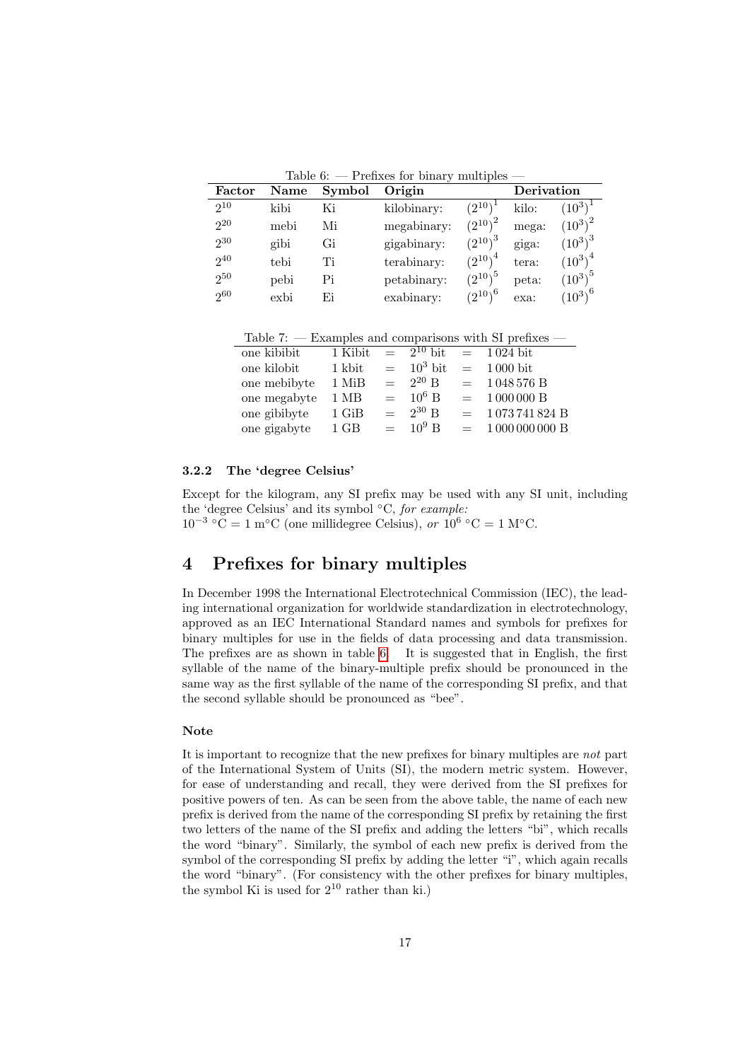Table 6: — Prefixes for binary multiples —

| Factor | Name | Symbol | Origin | | Derivation | |
|---|---|---|---|---|---|---|
| $2^{10}$ | kibi | Ki | kilobinary: | $(2^{10})^1$ | kilo: | $(10^3)^1$ |
| $2^{20}$ | mebi | Mi | megabinary: | $(2^{10})^2$ | mega: | $(10^3)^2$ |
| $2^{30}$ | gibi | Gi | gigabinary: | $(2^{10})^3$ | giga: | $(10^3)^3$ |
| $2^{40}$ | tebi | Ti | terabinary: | $(2^{10})^4$ | tera: | $(10^3)^4$ |
| $2^{50}$ | pebi | Pi | petabinary: | $(2^{10})^5$ | peta: | $(10^3)^5$ |
| $2^{60}$ | exbi | Ei | exabinary: | $(2^{10})^6$ | exa: | $(10^3)^6$ |

Table 7: — Examples and comparisons with SI prefixes —

| | | | | | |
|---|---|---|---|---|---|
| one kibibit | 1 Kibit | = | $2^{10}$ bit | = | 1 024 bit |
| one kilobit | 1 kbit | = | $10^3$ bit | = | 1 000 bit |
| one mebibyte | 1 MiB | = | $2^{20}$ B | = | 1 048 576 B |
| one megabyte | 1 MB | = | $10^6$ B | = | 1 000 000 B |
| one gibibyte | 1 GiB | = | $2^{30}$ B | = | 1 073 741 824 B |
| one gigabyte | 1 GB | = | $10^9$ B | = | 1 000 000 000 B |

### 3.2.2 The 'degree Celsius'

Except for the kilogram, any SI prefix may be used with any SI unit, including the 'degree Celsius' and its symbol °C, *for example:*
$10^{-3}$ °C = 1 m°C (one millidegree Celsius), *or* $10^6$ °C = 1 M°C.

## 4 Prefixes for binary multiples

In December 1998 the International Electrotechnical Commission (IEC), the leading international organization for worldwide standardization in electrotechnology, approved as an IEC International Standard names and symbols for prefixes for binary multiples for use in the fields of data processing and data transmission. The prefixes are as shown in table 6. It is suggested that in English, the first syllable of the name of the binary-multiple prefix should be pronounced in the same way as the first syllable of the name of the corresponding SI prefix, and that the second syllable should be pronounced as "bee".

#### Note

It is important to recognize that the new prefixes for binary multiples are *not* part of the International System of Units (SI), the modern metric system. However, for ease of understanding and recall, they were derived from the SI prefixes for positive powers of ten. As can be seen from the above table, the name of each new prefix is derived from the name of the corresponding SI prefix by retaining the first two letters of the name of the SI prefix and adding the letters "bi", which recalls the word "binary". Similarly, the symbol of each new prefix is derived from the symbol of the corresponding SI prefix by adding the letter "i", which again recalls the word "binary". (For consistency with the other prefixes for binary multiples, the symbol Ki is used for $2^{10}$ rather than ki.)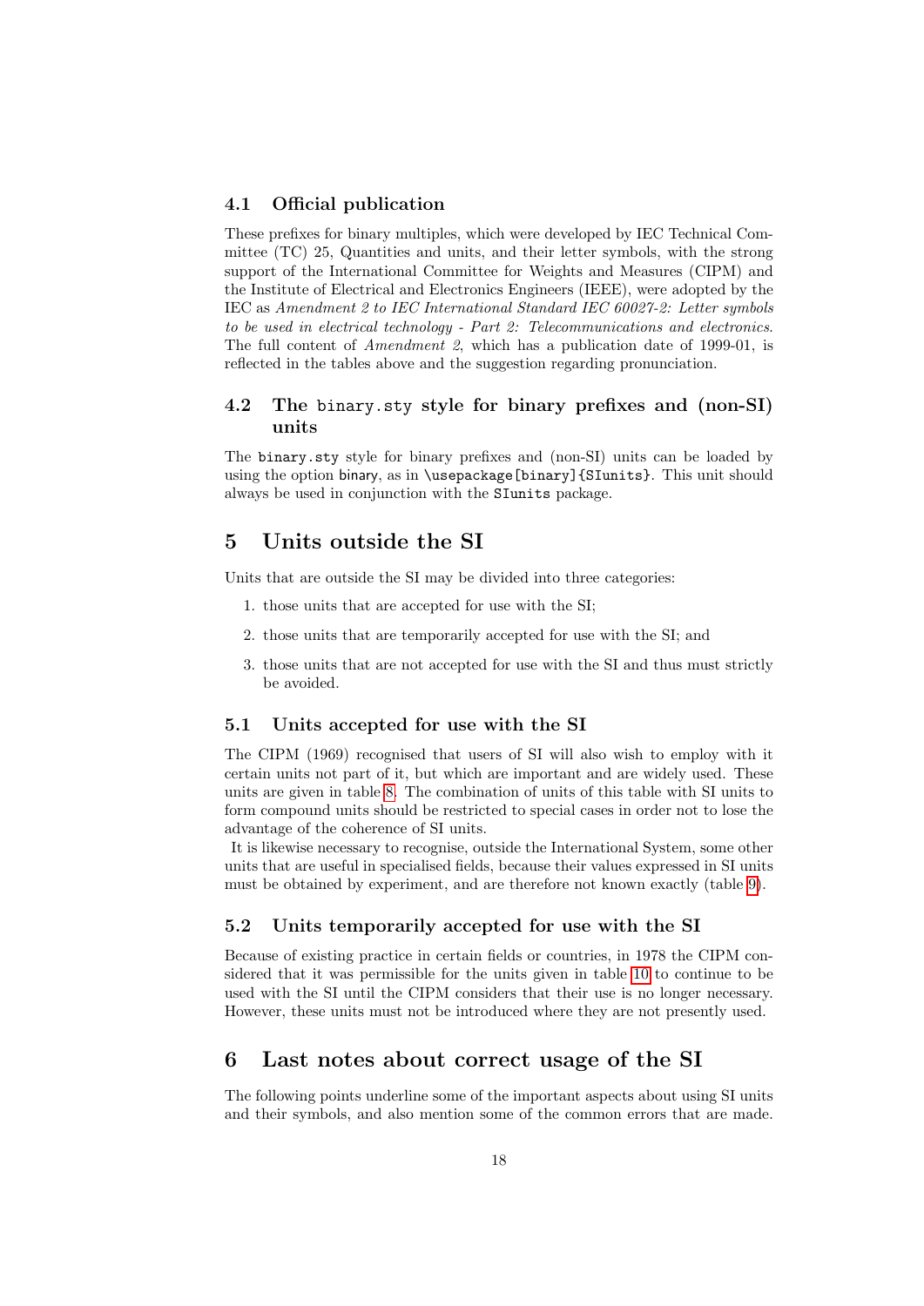### 4.1 Official publication

These prefixes for binary multiples, which were developed by IEC Technical Committee (TC) 25, Quantities and units, and their letter symbols, with the strong support of the International Committee for Weights and Measures (CIPM) and the Institute of Electrical and Electronics Engineers (IEEE), were adopted by the IEC as *Amendment 2 to IEC International Standard IEC 60027-2: Letter symbols to be used in electrical technology - Part 2: Telecommunications and electronics*. The full content of *Amendment 2*, which has a publication date of 1999-01, is reflected in the tables above and the suggestion regarding pronunciation.

### 4.2 The `binary.sty` style for binary prefixes and (non-SI) units

The `binary.sty` style for binary prefixes and (non-SI) units can be loaded by using the option `binary`, as in `\usepackage[binary]{SIunits}`. This unit should always be used in conjunction with the `SIunits` package.

## 5 Units outside the SI

Units that are outside the SI may be divided into three categories:

1. those units that are accepted for use with the SI;
2. those units that are temporarily accepted for use with the SI; and
3. those units that are not accepted for use with the SI and thus must strictly be avoided.

### 5.1 Units accepted for use with the SI

The CIPM (1969) recognised that users of SI will also wish to employ with it certain units not part of it, but which are important and are widely used. These units are given in table 8. The combination of units of this table with SI units to form compound units should be restricted to special cases in order not to lose the advantage of the coherence of SI units.

It is likewise necessary to recognise, outside the International System, some other units that are useful in specialised fields, because their values expressed in SI units must be obtained by experiment, and are therefore not known exactly (table 9).

### 5.2 Units temporarily accepted for use with the SI

Because of existing practice in certain fields or countries, in 1978 the CIPM considered that it was permissible for the units given in table 10 to continue to be used with the SI until the CIPM considers that their use is no longer necessary. However, these units must not be introduced where they are not presently used.

## 6 Last notes about correct usage of the SI

The following points underline some of the important aspects about using SI units and their symbols, and also mention some of the common errors that are made.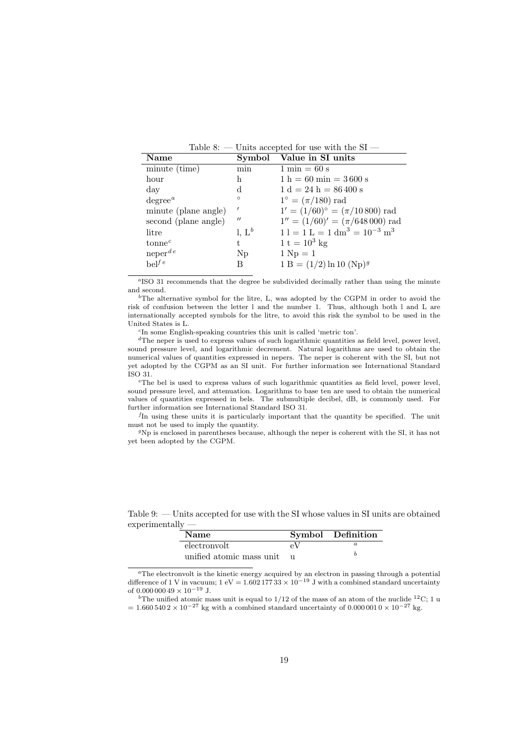Table 8: — Units accepted for use with the SI —

| Name | Symbol | Value in SI units |
|---|---|---|
| minute (time) | min | 1 min = 60 s |
| hour | h | 1 h = 60 min = 3 600 s |
| day | d | 1 d = 24 h = 86 400 s |
| degree[a] | $^\circ$ | $1^\circ = (\pi/180)$ rad |
| minute (plane angle) | $'$ | $1' = (1/60)^\circ = (\pi/10\,800)$ rad |
| second (plane angle) | $''$ | $1'' = (1/60)' = (\pi/648\,000)$ rad |
| litre | l, L[b] | 1 l = 1 L = 1 $\mathrm{dm}^3 = 10^{-3}\ \mathrm{m}^3$ |
| tonne[c] | t | 1 t = $10^3$ kg |
| neper[d e] | Np | 1 Np = 1 |
| bel[f e] | B | 1 B = $(1/2)\ln 10$ (Np)[g] |

[a] ISO 31 recommends that the degree be subdivided decimally rather than using the minute and second.

[b] The alternative symbol for the litre, L, was adopted by the CGPM in order to avoid the risk of confusion between the letter l and the number 1. Thus, although both l and L are internationally accepted symbols for the litre, to avoid this risk the symbol to be used in the United States is L.

[c] In some English-speaking countries this unit is called 'metric ton'.

[d] The neper is used to express values of such logarithmic quantities as field level, power level, sound pressure level, and logarithmic decrement. Natural logarithms are used to obtain the numerical values of quantities expressed in nepers. The neper is coherent with the SI, but not yet adopted by the CGPM as an SI unit. For further information see International Standard ISO 31.

[e] The bel is used to express values of such logarithmic quantities as field level, power level, sound pressure level, and attenuation. Logarithms to base ten are used to obtain the numerical values of quantities expressed in bels. The submultiple decibel, dB, is commonly used. For further information see International Standard ISO 31.

[f] In using these units it is particularly important that the quantity be specified. The unit must not be used to imply the quantity.

[g] Np is enclosed in parentheses because, although the neper is coherent with the SI, it has not yet been adopted by the CGPM.

Table 9: — Units accepted for use with the SI whose values in SI units are obtained experimentally —

| Name | Symbol | Definition |
|---|---|---|
| electronvolt | eV | [a] |
| unified atomic mass unit | u | [b] |

[a] The electronvolt is the kinetic energy acquired by an electron in passing through a potential difference of 1 V in vacuum; 1 eV = $1.602\,177\,33 \times 10^{-19}$ J with a combined standard uncertainty of $0.000\,000\,49 \times 10^{-19}$ J.

[b] The unified atomic mass unit is equal to 1/12 of the mass of an atom of the nuclide $^{12}$C; 1 u = $1.660\,540\,2 \times 10^{-27}$ kg with a combined standard uncertainty of $0.000\,001\,0 \times 10^{-27}$ kg.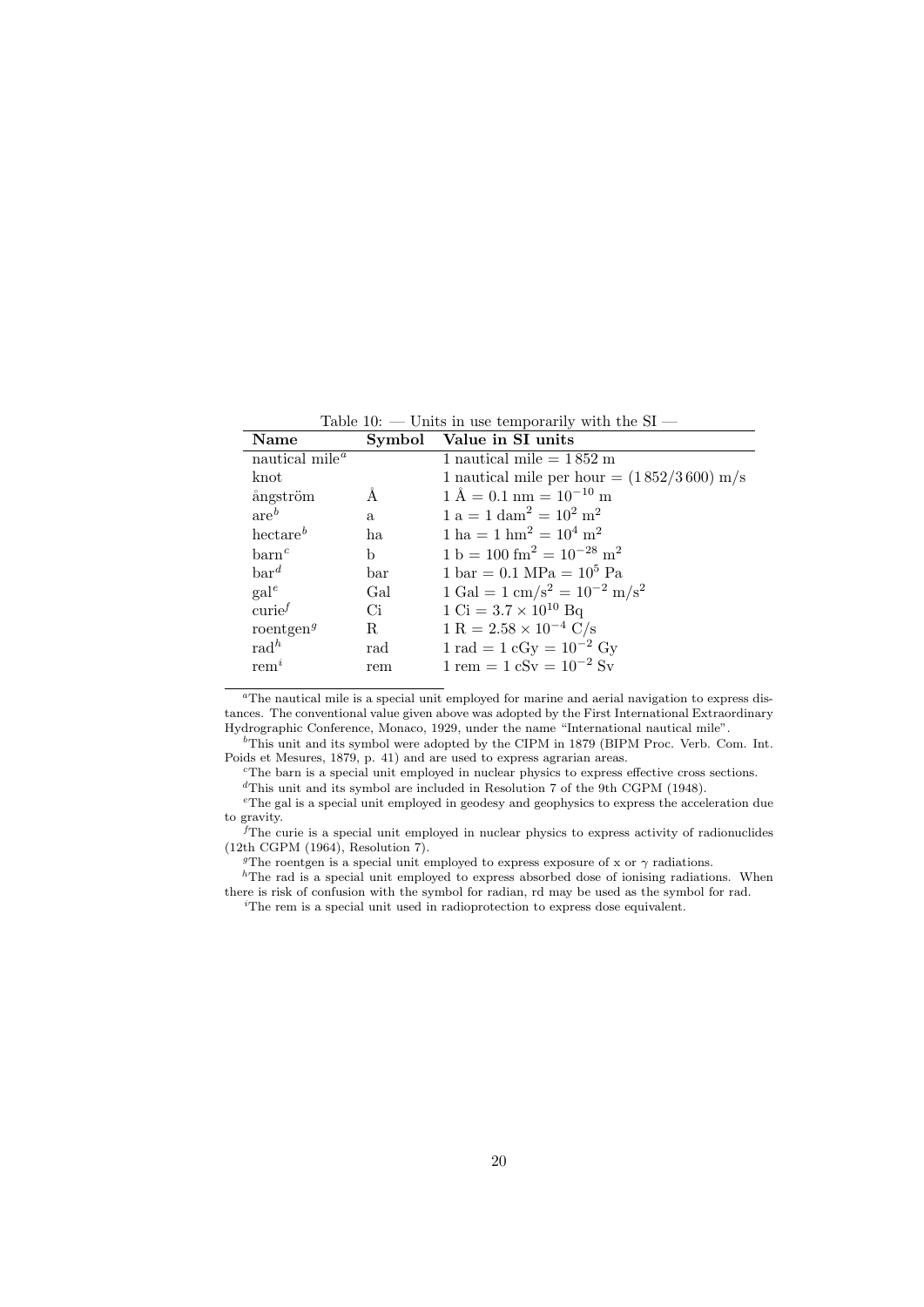Table 10: — Units in use temporarily with the SI —

| **Name** | **Symbol** | **Value in SI units** |
|---|---|---|
| nautical mile[a] | | 1 nautical mile = 1 852 m |
| knot | | 1 nautical mile per hour = (1 852/3 600) m/s |
| ångström | Å | 1 Å = 0.1 nm = $10^{-10}$ m |
| are[b] | a | 1 a = 1 $\mathrm{dam}^2$ = $10^2$ $\mathrm{m}^2$ |
| hectare[b] | ha | 1 ha = 1 $\mathrm{hm}^2$ = $10^4$ $\mathrm{m}^2$ |
| barn[c] | b | 1 b = 100 $\mathrm{fm}^2$ = $10^{-28}$ $\mathrm{m}^2$ |
| bar[d] | bar | 1 bar = 0.1 MPa = $10^5$ Pa |
| gal[e] | Gal | 1 Gal = 1 $\mathrm{cm/s}^2$ = $10^{-2}$ $\mathrm{m/s}^2$ |
| curie[f] | Ci | 1 Ci = $3.7 \times 10^{10}$ Bq |
| roentgen[g] | R | 1 R = $2.58 \times 10^{-4}$ C/s |
| rad[h] | rad | 1 rad = 1 cGy = $10^{-2}$ Gy |
| rem[i] | rem | 1 rem = 1 cSv = $10^{-2}$ Sv |

[a] The nautical mile is a special unit employed for marine and aerial navigation to express distances. The conventional value given above was adopted by the First International Extraordinary Hydrographic Conference, Monaco, 1929, under the name "International nautical mile".

[b] This unit and its symbol were adopted by the CIPM in 1879 (BIPM Proc. Verb. Com. Int. Poids et Mesures, 1879, p. 41) and are used to express agrarian areas.

[c] The barn is a special unit employed in nuclear physics to express effective cross sections.

[d] This unit and its symbol are included in Resolution 7 of the 9th CGPM (1948).

[e] The gal is a special unit employed in geodesy and geophysics to express the acceleration due to gravity.

[f] The curie is a special unit employed in nuclear physics to express activity of radionuclides (12th CGPM (1964), Resolution 7).

[g] The roentgen is a special unit employed to express exposure of x or $\gamma$ radiations.

[h] The rad is a special unit employed to express absorbed dose of ionising radiations. When there is risk of confusion with the symbol for radian, rd may be used as the symbol for rad.

[i] The rem is a special unit used in radioprotection to express dose equivalent.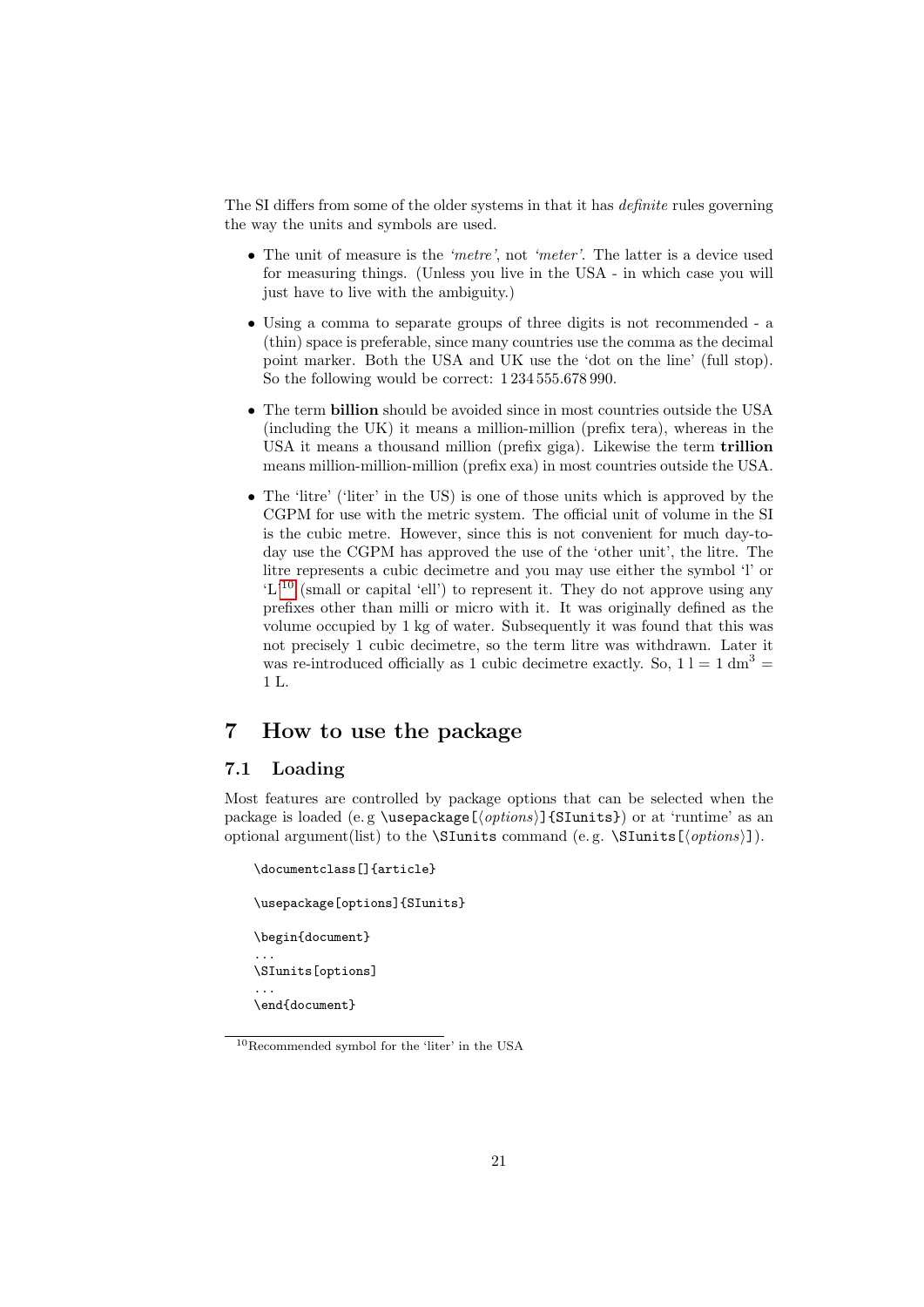The SI differs from some of the older systems in that it has *definite* rules governing the way the units and symbols are used.

- The unit of measure is the *'metre'*, not *'meter'*. The latter is a device used for measuring things. (Unless you live in the USA - in which case you will just have to live with the ambiguity.)

- Using a comma to separate groups of three digits is not recommended - a (thin) space is preferable, since many countries use the comma as the decimal point marker. Both the USA and UK use the 'dot on the line' (full stop). So the following would be correct: 1 234 555.678 990.

- The term **billion** should be avoided since in most countries outside the USA (including the UK) it means a million-million (prefix tera), whereas in the USA it means a thousand million (prefix giga). Likewise the term **trillion** means million-million-million (prefix exa) in most countries outside the USA.

- The 'litre' ('liter' in the US) is one of those units which is approved by the CGPM for use with the metric system. The official unit of volume in the SI is the cubic metre. However, since this is not convenient for much day-to-day use the CGPM has approved the use of the 'other unit', the litre. The litre represents a cubic decimetre and you may use either the symbol 'l' or 'L'[10] (small or capital 'ell') to represent it. They do not approve using any prefixes other than milli or micro with it. It was originally defined as the volume occupied by 1 kg of water. Subsequently it was found that this was not precisely 1 cubic decimetre, so the term litre was withdrawn. Later it was re-introduced officially as 1 cubic decimetre exactly. So, $1\,\mathrm{l} = 1\,\mathrm{dm}^3 = 1\,\mathrm{L}$.

# 7 How to use the package

## 7.1 Loading

Most features are controlled by package options that can be selected when the package is loaded (e. g `\usepackage[⟨options⟩]{SIunits}`) or at 'runtime' as an optional argument(list) to the `\SIunits` command (e. g. `\SIunits[⟨options⟩]`).

```
\documentclass[]{article}

\usepackage[options]{SIunits}

\begin{document}
...
\SIunits[options]
...
\end{document}
```

[10]Recommended symbol for the 'liter' in the USA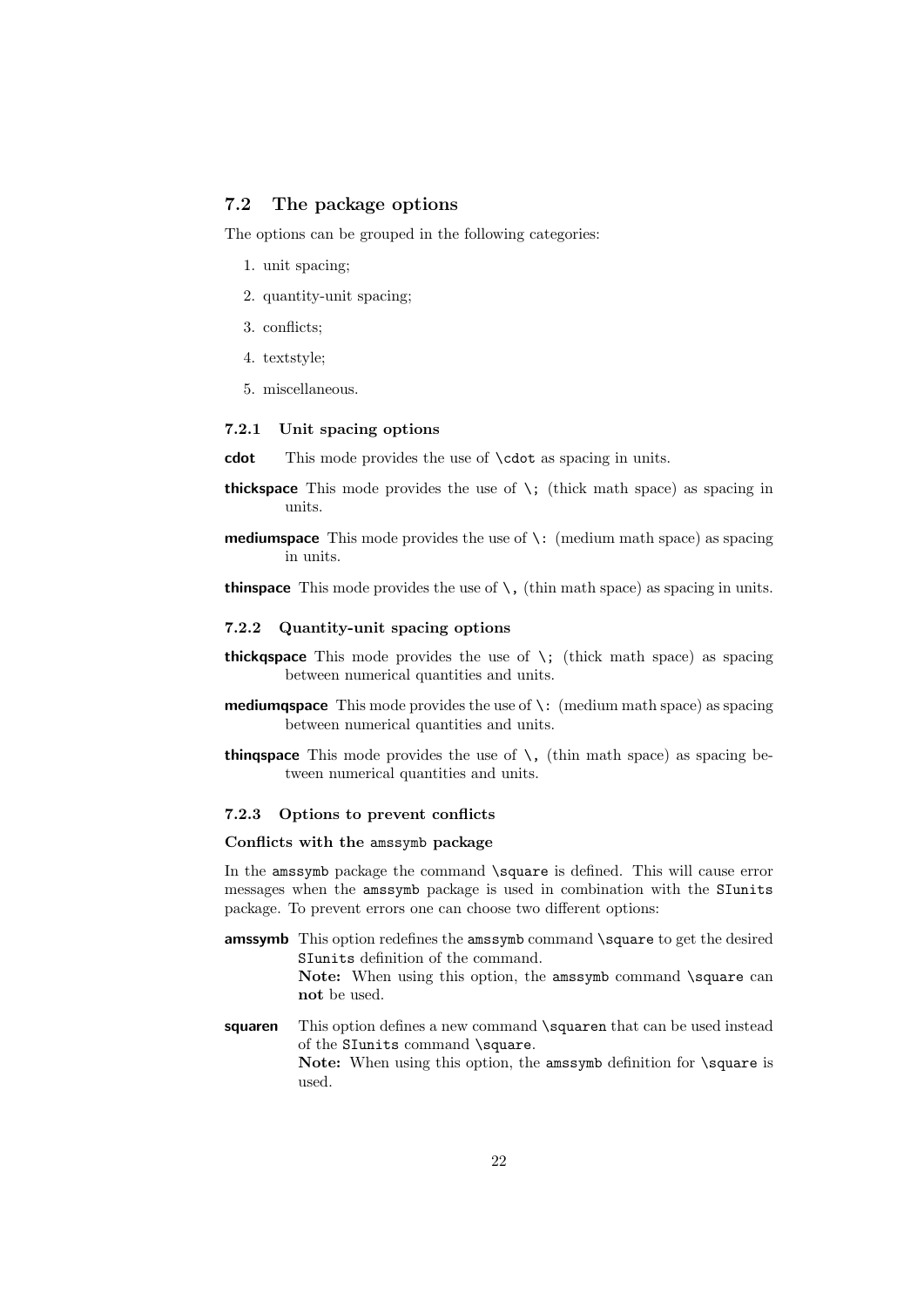## 7.2 The package options

The options can be grouped in the following categories:

1. unit spacing;
2. quantity-unit spacing;
3. conflicts;
4. textstyle;
5. miscellaneous.

### 7.2.1 Unit spacing options

**cdot** This mode provides the use of `\cdot` as spacing in units.

**thickspace** This mode provides the use of `\;` (thick math space) as spacing in units.

**mediumspace** This mode provides the use of `\:` (medium math space) as spacing in units.

**thinspace** This mode provides the use of `\,` (thin math space) as spacing in units.

### 7.2.2 Quantity-unit spacing options

**thickqspace** This mode provides the use of `\;` (thick math space) as spacing between numerical quantities and units.

**mediumqspace** This mode provides the use of `\:` (medium math space) as spacing between numerical quantities and units.

**thinqspace** This mode provides the use of `\,` (thin math space) as spacing between numerical quantities and units.

### 7.2.3 Options to prevent conflicts

#### Conflicts with the `amssymb` package

In the `amssymb` package the command `\square` is defined. This will cause error messages when the `amssymb` package is used in combination with the `SIunits` package. To prevent errors one can choose two different options:

**amssymb** This option redefines the `amssymb` command `\square` to get the desired `SIunits` definition of the command.
**Note:** When using this option, the `amssymb` command `\square` can **not** be used.

**squaren** This option defines a new command `\squaren` that can be used instead of the `SIunits` command `\square`.
**Note:** When using this option, the `amssymb` definition for `\square` is used.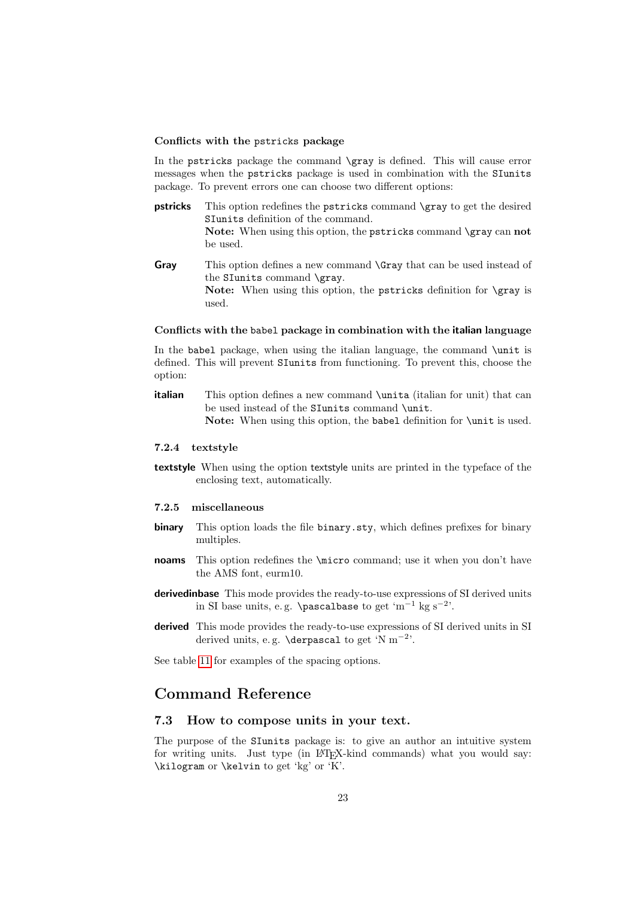#### Conflicts with the `pstricks` package

In the `pstricks` package the command `\gray` is defined. This will cause error messages when the `pstricks` package is used in combination with the `SIunits` package. To prevent errors one can choose two different options:

**pstricks** This option redefines the `pstricks` command `\gray` to get the desired `SIunits` definition of the command.
**Note:** When using this option, the `pstricks` command `\gray` can **not** be used.

**Gray** This option defines a new command `\Gray` that can be used instead of the `SIunits` command `\gray`.
**Note:** When using this option, the `pstricks` definition for `\gray` is used.

#### Conflicts with the `babel` package in combination with the **italian** language

In the `babel` package, when using the italian language, the command `\unit` is defined. This will prevent `SIunits` from functioning. To prevent this, choose the option:

**italian** This option defines a new command `\unita` (italian for unit) that can be used instead of the `SIunits` command `\unit`.
**Note:** When using this option, the `babel` definition for `\unit` is used.

### 7.2.4 textstyle

**textstyle** When using the option textstyle units are printed in the typeface of the enclosing text, automatically.

### 7.2.5 miscellaneous

**binary** This option loads the file `binary.sty`, which defines prefixes for binary multiples.

**noams** This option redefines the `\micro` command; use it when you don't have the AMS font, eurm10.

**derivedinbase** This mode provides the ready-to-use expressions of SI derived units in SI base units, e. g. `\pascalbase` to get '$\mathrm{m}^{-1}\,\mathrm{kg}\,\mathrm{s}^{-2}$'.

**derived** This mode provides the ready-to-use expressions of SI derived units in SI derived units, e. g. `\derpascal` to get '$\mathrm{N}\,\mathrm{m}^{-2}$'.

See table 11 for examples of the spacing options.

# Command Reference

## 7.3 How to compose units in your text.

The purpose of the `SIunits` package is: to give an author an intuitive system for writing units. Just type (in LaTeX-kind commands) what you would say: `\kilogram` or `\kelvin` to get 'kg' or 'K'.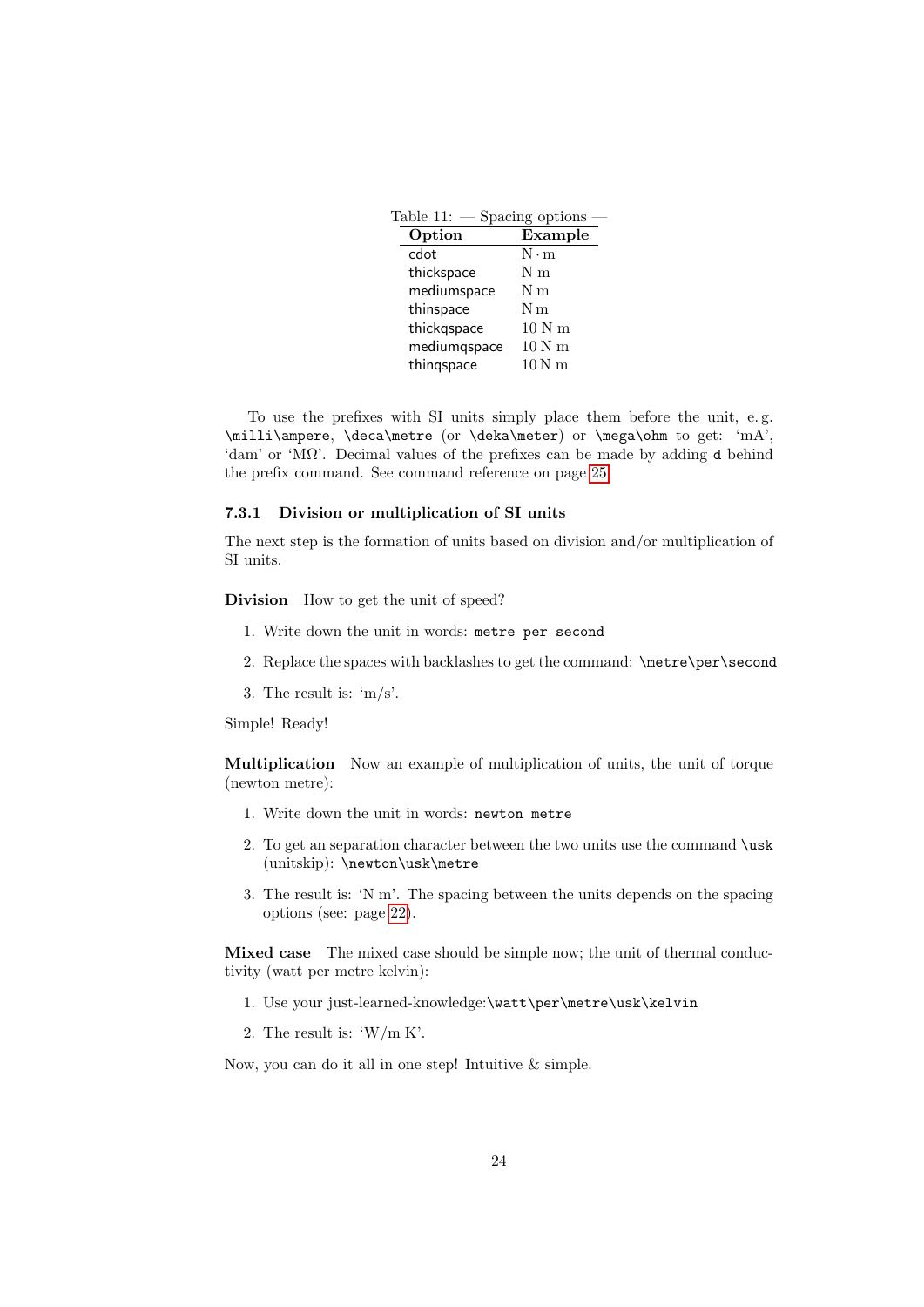Table 11: — Spacing options —

| Option | Example |
|---|---|
| cdot | N · m |
| thickspace | N m |
| mediumspace | N m |
| thinspace | N m |
| thickqspace | 10 N m |
| mediumqspace | 10 N m |
| thinqspace | 10 N m |

To use the prefixes with SI units simply place them before the unit, e. g. `\milli\ampere`, `\deca\metre` (or `\deka\meter`) or `\mega\ohm` to get: 'mA', 'dam' or 'MΩ'. Decimal values of the prefixes can be made by adding `d` behind the prefix command. See command reference on page 25.

### 7.3.1 Division or multiplication of SI units

The next step is the formation of units based on division and/or multiplication of SI units.

**Division** How to get the unit of speed?

1. Write down the unit in words: `metre per second`
2. Replace the spaces with backlashes to get the command: `\metre\per\second`
3. The result is: 'm/s'.

Simple! Ready!

**Multiplication** Now an example of multiplication of units, the unit of torque (newton metre):

1. Write down the unit in words: `newton metre`
2. To get an separation character between the two units use the command `\usk` (unitskip): `\newton\usk\metre`
3. The result is: 'N m'. The spacing between the units depends on the spacing options (see: page 22).

**Mixed case** The mixed case should be simple now; the unit of thermal conductivity (watt per metre kelvin):

1. Use your just-learned-knowledge:`\watt\per\metre\usk\kelvin`
2. The result is: 'W/m K'.

Now, you can do it all in one step! Intuitive & simple.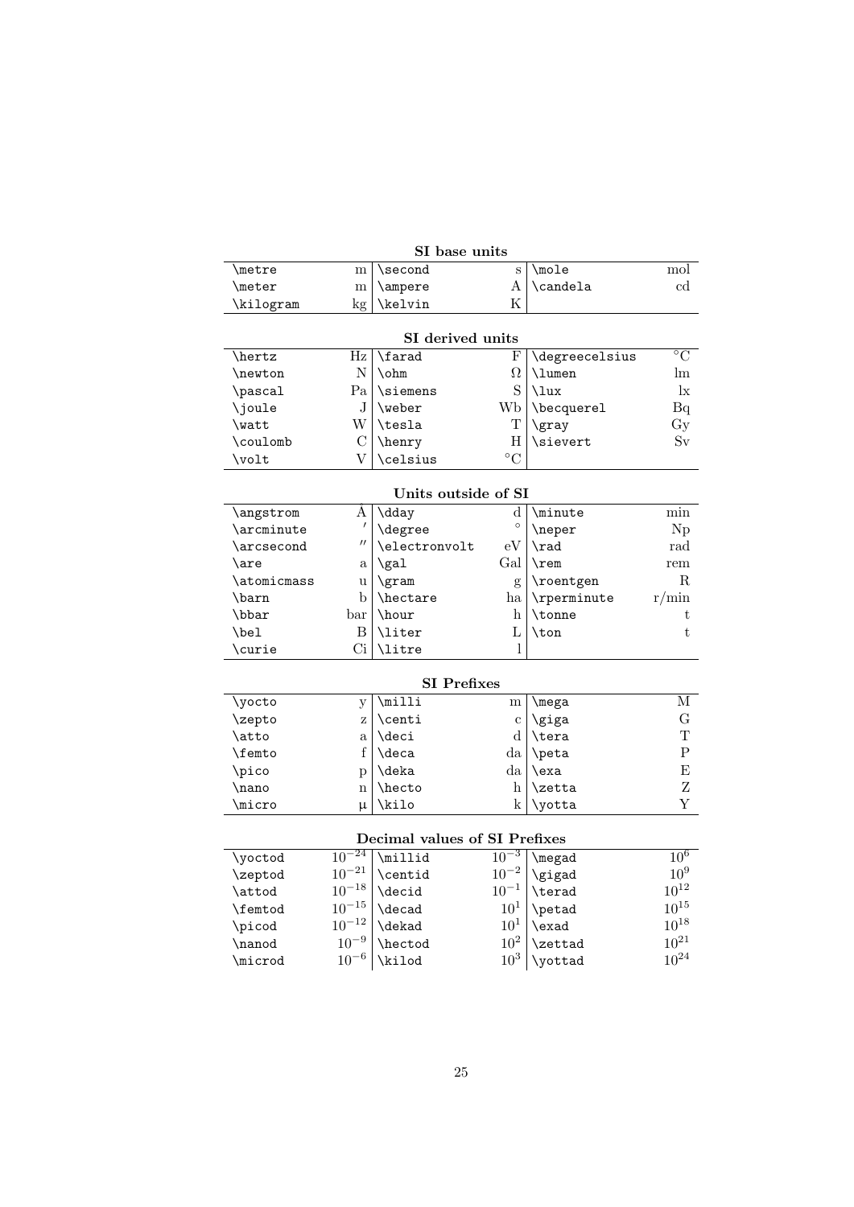**SI base units**

| | | | | | |
|---|---|---|---|---|---|
| \metre | m | \second | s | \mole | mol |
| \meter | m | \ampere | A | \candela | cd |
| \kilogram | kg | \kelvin | K | | |

**SI derived units**

| | | | | | |
|---|---|---|---|---|---|
| \hertz | Hz | \farad | F | \degreecelsius | °C |
| \newton | N | \ohm | Ω | \lumen | lm |
| \pascal | Pa | \siemens | S | \lux | lx |
| \joule | J | \weber | Wb | \becquerel | Bq |
| \watt | W | \tesla | T | \gray | Gy |
| \coulomb | C | \henry | H | \sievert | Sv |
| \volt | V | \celsius | °C | | |

**Units outside of SI**

| | | | | | |
|---|---|---|---|---|---|
| \angstrom | Å | \dday | d | \minute | min |
| \arcminute | ′ | \degree | ° | \neper | Np |
| \arcsecond | ″ | \electronvolt | eV | \rad | rad |
| \are | a | \gal | Gal | \rem | rem |
| \atomicmass | u | \gram | g | \roentgen | R |
| \barn | b | \hectare | ha | \rperminute | r/min |
| \bbar | bar | \hour | h | \tonne | t |
| \bel | B | \liter | L | \ton | t |
| \curie | Ci | \litre | l | | |

**SI Prefixes**

| | | | | | |
|---|---|---|---|---|---|
| \yocto | y | \milli | m | \mega | M |
| \zepto | z | \centi | c | \giga | G |
| \atto | a | \deci | d | \tera | T |
| \femto | f | \deca | da | \peta | P |
| \pico | p | \deka | da | \exa | E |
| \nano | n | \hecto | h | \zetta | Z |
| \micro | µ | \kilo | k | \yotta | Y |

**Decimal values of SI Prefixes**

| | | | | | |
|---|---|---|---|---|---|
| \yoctod | $10^{-24}$ | \millid | $10^{-3}$ | \megad | $10^{6}$ |
| \zeptod | $10^{-21}$ | \centid | $10^{-2}$ | \gigad | $10^{9}$ |
| \attod | $10^{-18}$ | \decid | $10^{-1}$ | \terad | $10^{12}$ |
| \femtod | $10^{-15}$ | \decad | $10^{1}$ | \petad | $10^{15}$ |
| \picod | $10^{-12}$ | \dekad | $10^{1}$ | \exad | $10^{18}$ |
| \nanod | $10^{-9}$ | \hectod | $10^{2}$ | \zettad | $10^{21}$ |
| \microd | $10^{-6}$ | \kilod | $10^{3}$ | \yottad | $10^{24}$ |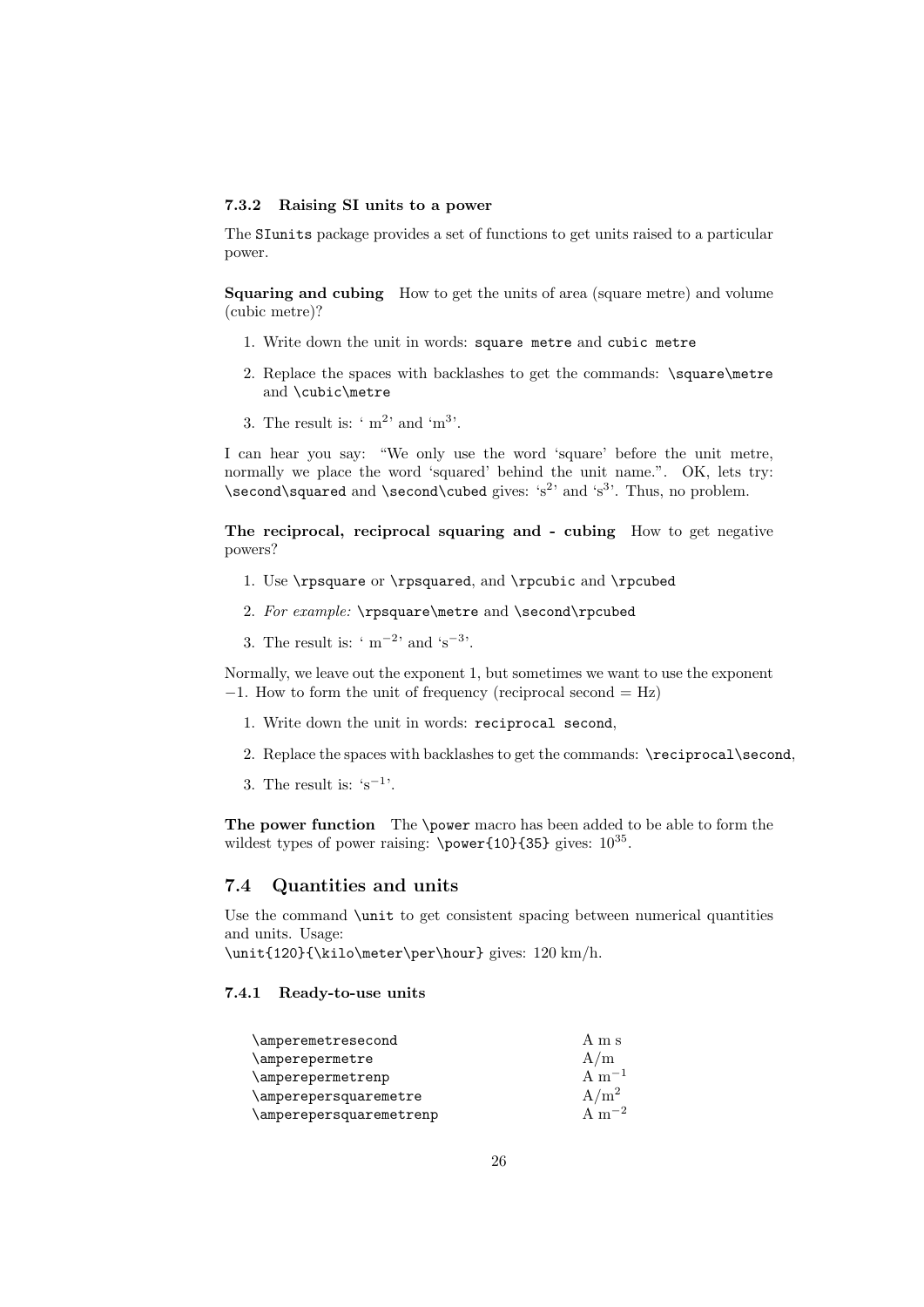### 7.3.2 Raising SI units to a power

The `SIunits` package provides a set of functions to get units raised to a particular power.

**Squaring and cubing** How to get the units of area (square metre) and volume (cubic metre)?

1. Write down the unit in words: `square metre` and `cubic metre`
2. Replace the spaces with backlashes to get the commands: `\square\metre` and `\cubic\metre`
3. The result is: ' $\mathrm{m}^2$' and '$\mathrm{m}^3$'.

I can hear you say: "We only use the word 'square' before the unit metre, normally we place the word 'squared' behind the unit name.". OK, lets try: `\second\squared` and `\second\cubed` gives: '$\mathrm{s}^2$' and '$\mathrm{s}^3$'. Thus, no problem.

**The reciprocal, reciprocal squaring and - cubing** How to get negative powers?

1. Use `\rpsquare` or `\rpsquared`, and `\rpcubic` and `\rpcubed`
2. *For example:* `\rpsquare\metre` and `\second\rpcubed`
3. The result is: ' $\mathrm{m}^{-2}$' and '$\mathrm{s}^{-3}$'.

Normally, we leave out the exponent 1, but sometimes we want to use the exponent $-1$. How to form the unit of frequency (reciprocal second = Hz)

1. Write down the unit in words: `reciprocal second`,
2. Replace the spaces with backlashes to get the commands: `\reciprocal\second`,
3. The result is: '$\mathrm{s}^{-1}$'.

**The power function** The `\power` macro has been added to be able to form the wildest types of power raising: `\power{10}{35}` gives: $10^{35}$.

## 7.4 Quantities and units

Use the command `\unit` to get consistent spacing between numerical quantities and units. Usage:
`\unit{120}{\kilo\meter\per\hour}` gives: 120 km/h.

### 7.4.1 Ready-to-use units

| | |
|---|---|
| `\amperemetresecond` | A m s |
| `\amperepermetre` | A/m |
| `\amperepermetrenp` | A $\mathrm{m}^{-1}$ |
| `\amperepersquaremetre` | A/$\mathrm{m}^2$ |
| `\amperepersquaremetrenp` | A $\mathrm{m}^{-2}$ |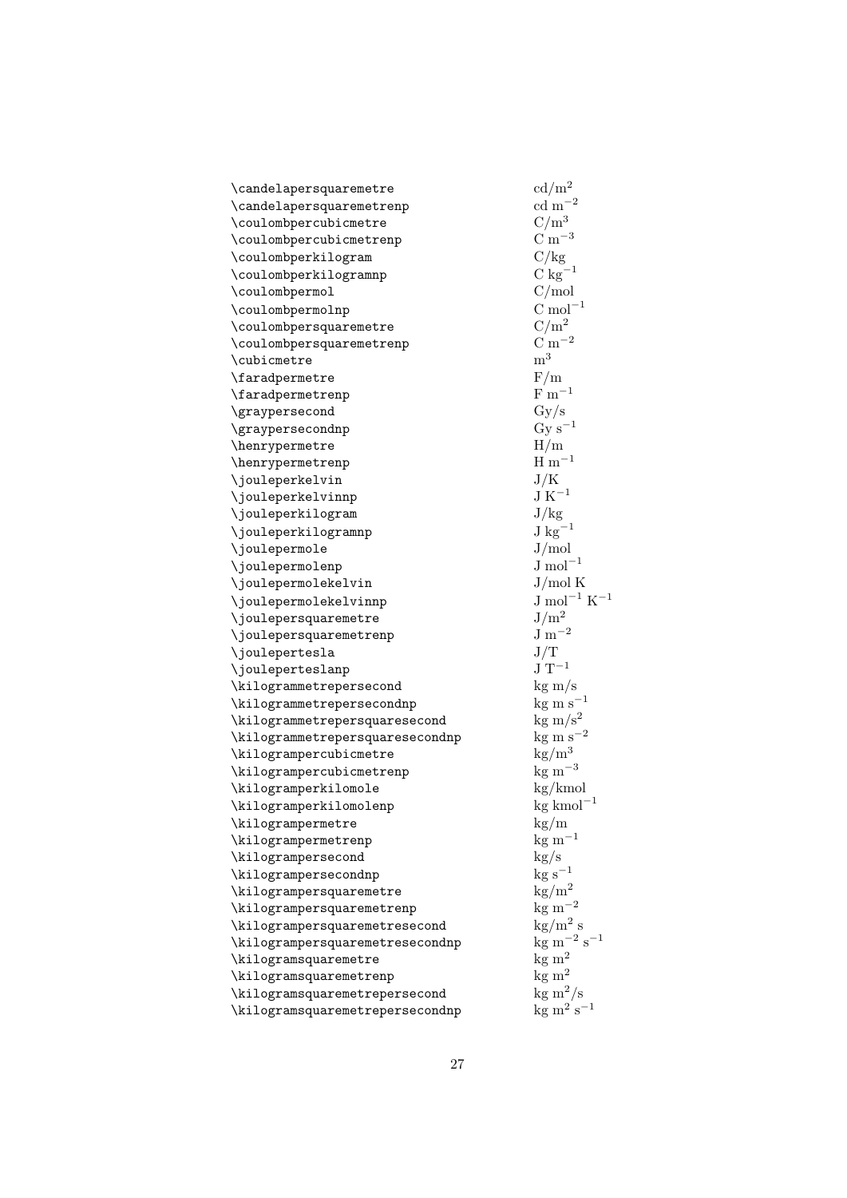| | |
|---|---|
| `\candelapersquaremetre` | $\mathrm{cd/m^2}$ |
| `\candelapersquaremetrenp` | $\mathrm{cd\ m^{-2}}$ |
| `\coulombpercubicmetre` | $\mathrm{C/m^3}$ |
| `\coulombpercubicmetrenp` | $\mathrm{C\ m^{-3}}$ |
| `\coulombperkilogram` | $\mathrm{C/kg}$ |
| `\coulombperkilogramnp` | $\mathrm{C\ kg^{-1}}$ |
| `\coulombpermol` | $\mathrm{C/mol}$ |
| `\coulombpermolnp` | $\mathrm{C\ mol^{-1}}$ |
| `\coulombpersquaremetre` | $\mathrm{C/m^2}$ |
| `\coulombpersquaremetrenp` | $\mathrm{C\ m^{-2}}$ |
| `\cubicmetre` | $\mathrm{m^3}$ |
| `\faradpermetre` | $\mathrm{F/m}$ |
| `\faradpermetrenp` | $\mathrm{F\ m^{-1}}$ |
| `\graypersecond` | $\mathrm{Gy/s}$ |
| `\graypersecondnp` | $\mathrm{Gy\ s^{-1}}$ |
| `\henrypermetre` | $\mathrm{H/m}$ |
| `\henrypermetrenp` | $\mathrm{H\ m^{-1}}$ |
| `\jouleperkelvin` | $\mathrm{J/K}$ |
| `\jouleperkelvinnp` | $\mathrm{J\ K^{-1}}$ |
| `\jouleperkilogram` | $\mathrm{J/kg}$ |
| `\jouleperkilogramnp` | $\mathrm{J\ kg^{-1}}$ |
| `\joulepermole` | $\mathrm{J/mol}$ |
| `\joulepermolenp` | $\mathrm{J\ mol^{-1}}$ |
| `\joulepermolekelvin` | $\mathrm{J/mol\ K}$ |
| `\joulepermolekelvinnp` | $\mathrm{J\ mol^{-1}\ K^{-1}}$ |
| `\joulepersquaremetre` | $\mathrm{J/m^2}$ |
| `\joulepersquaremetrenp` | $\mathrm{J\ m^{-2}}$ |
| `\joulepertesla` | $\mathrm{J/T}$ |
| `\jouleperteslanp` | $\mathrm{J\ T^{-1}}$ |
| `\kilogrammetrepersecond` | $\mathrm{kg\ m/s}$ |
| `\kilogrammetrepersecondnp` | $\mathrm{kg\ m\ s^{-1}}$ |
| `\kilogrammetrepersquaresecond` | $\mathrm{kg\ m/s^2}$ |
| `\kilogrammetrepersquaresecondnp` | $\mathrm{kg\ m\ s^{-2}}$ |
| `\kilogrampercubicmetre` | $\mathrm{kg/m^3}$ |
| `\kilogrampercubicmetrenp` | $\mathrm{kg\ m^{-3}}$ |
| `\kilogramperkilomole` | $\mathrm{kg/kmol}$ |
| `\kilogramperkilomolenp` | $\mathrm{kg\ kmol^{-1}}$ |
| `\kilogrampermetre` | $\mathrm{kg/m}$ |
| `\kilogrampermetrenp` | $\mathrm{kg\ m^{-1}}$ |
| `\kilogrampersecond` | $\mathrm{kg/s}$ |
| `\kilogrampersecondnp` | $\mathrm{kg\ s^{-1}}$ |
| `\kilogrampersquaremetre` | $\mathrm{kg/m^2}$ |
| `\kilogrampersquaremetrenp` | $\mathrm{kg\ m^{-2}}$ |
| `\kilogrampersquaremetresecond` | $\mathrm{kg/m^2\ s}$ |
| `\kilogrampersquaremetresecondnp` | $\mathrm{kg\ m^{-2}\ s^{-1}}$ |
| `\kilogramsquaremetre` | $\mathrm{kg\ m^2}$ |
| `\kilogramsquaremetrenp` | $\mathrm{kg\ m^2}$ |
| `\kilogramsquaremetrepersecond` | $\mathrm{kg\ m^2/s}$ |
| `\kilogramsquaremetrepersecondnp` | $\mathrm{kg\ m^2\ s^{-1}}$ |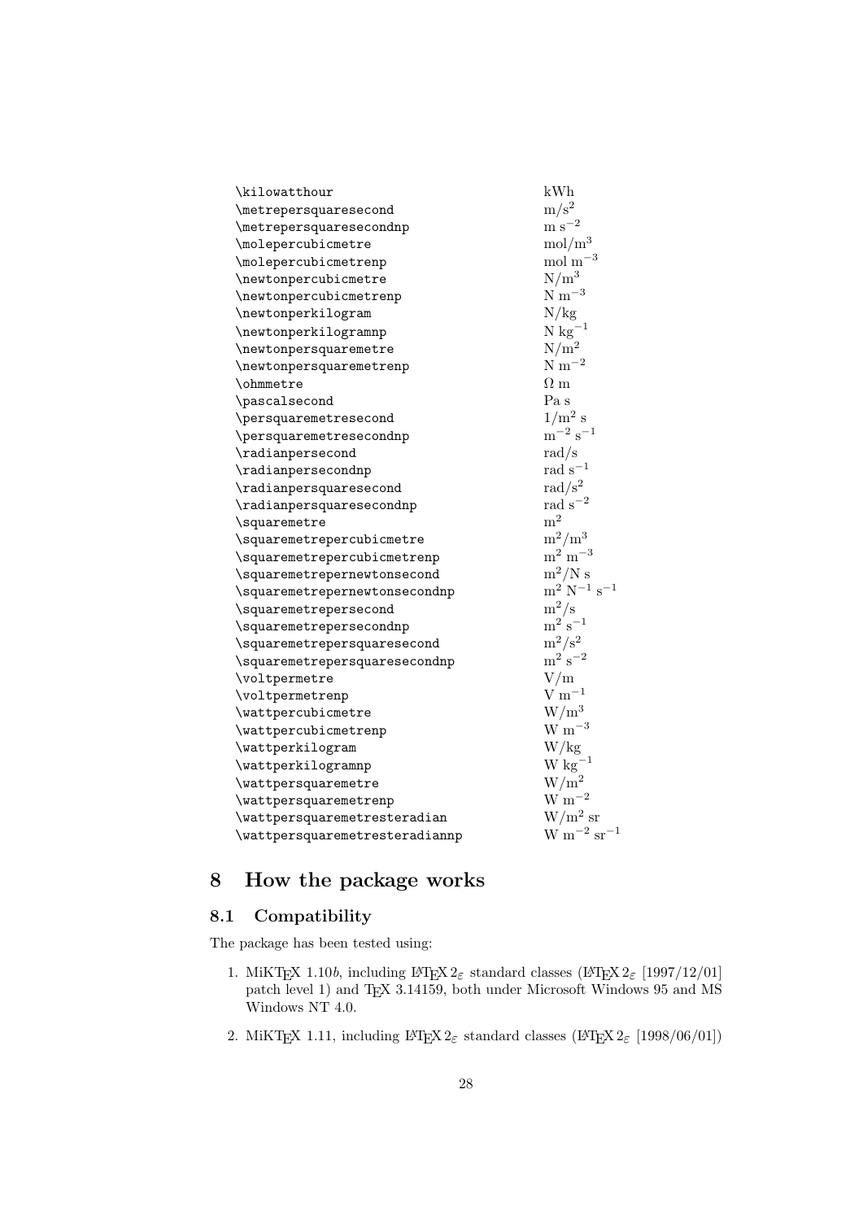| | |
|---|---|
| `\kilowatthour` | kWh |
| `\metrepersquaresecond` | $\mathrm{m/s^2}$ |
| `\metrepersquaresecondnp` | $\mathrm{m\ s^{-2}}$ |
| `\molepercubicmetre` | $\mathrm{mol/m^3}$ |
| `\molepercubicmetrenp` | $\mathrm{mol\ m^{-3}}$ |
| `\newtonpercubicmetre` | $\mathrm{N/m^3}$ |
| `\newtonpercubicmetrenp` | $\mathrm{N\ m^{-3}}$ |
| `\newtonperkilogram` | N/kg |
| `\newtonperkilogramnp` | $\mathrm{N\ kg^{-1}}$ |
| `\newtonpersquaremetre` | $\mathrm{N/m^2}$ |
| `\newtonpersquaremetrenp` | $\mathrm{N\ m^{-2}}$ |
| `\ohmmetre` | $\Omega\ \mathrm{m}$ |
| `\pascalsecond` | Pa s |
| `\persquaremetresecond` | $\mathrm{1/m^2\ s}$ |
| `\persquaremetresecondnp` | $\mathrm{m^{-2}\ s^{-1}}$ |
| `\radianpersecond` | rad/s |
| `\radianpersecondnp` | $\mathrm{rad\ s^{-1}}$ |
| `\radianpersquaresecond` | $\mathrm{rad/s^2}$ |
| `\radianpersquaresecondnp` | $\mathrm{rad\ s^{-2}}$ |
| `\squaremetre` | $\mathrm{m^2}$ |
| `\squaremetrepercubicmetre` | $\mathrm{m^2/m^3}$ |
| `\squaremetrepercubicmetrenp` | $\mathrm{m^2\ m^{-3}}$ |
| `\squaremetrepernewtonsecond` | $\mathrm{m^2/N\ s}$ |
| `\squaremetrepernewtonsecondnp` | $\mathrm{m^2\ N^{-1}\ s^{-1}}$ |
| `\squaremetrepersecond` | $\mathrm{m^2/s}$ |
| `\squaremetrepersecondnp` | $\mathrm{m^2\ s^{-1}}$ |
| `\squaremetrepersquaresecond` | $\mathrm{m^2/s^2}$ |
| `\squaremetrepersquaresecondnp` | $\mathrm{m^2\ s^{-2}}$ |
| `\voltpermetre` | V/m |
| `\voltpermetrenp` | $\mathrm{V\ m^{-1}}$ |
| `\wattpercubicmetre` | $\mathrm{W/m^3}$ |
| `\wattpercubicmetrenp` | $\mathrm{W\ m^{-3}}$ |
| `\wattperkilogram` | W/kg |
| `\wattperkilogramnp` | $\mathrm{W\ kg^{-1}}$ |
| `\wattpersquaremetre` | $\mathrm{W/m^2}$ |
| `\wattpersquaremetrenp` | $\mathrm{W\ m^{-2}}$ |
| `\wattpersquaremetresteradian` | $\mathrm{W/m^2\ sr}$ |
| `\wattpersquaremetresteradiannp` | $\mathrm{W\ m^{-2}\ sr^{-1}}$ |

# 8 How the package works

## 8.1 Compatibility

The package has been tested using:

1. MiKTeX 1.10*b*, including LaTeX $2_\varepsilon$ standard classes (LaTeX $2_\varepsilon$ [1997/12/01] patch level 1) and TeX 3.14159, both under Microsoft Windows 95 and MS Windows NT 4.0.
2. MiKTeX 1.11, including LaTeX $2_\varepsilon$ standard classes (LaTeX $2_\varepsilon$ [1998/06/01])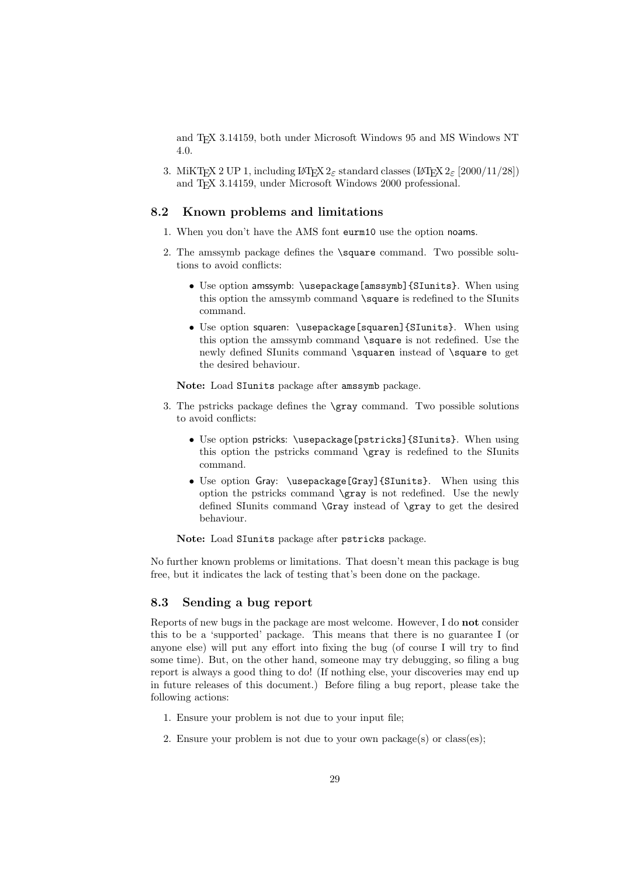and TeX 3.14159, both under Microsoft Windows 95 and MS Windows NT 4.0.

3. MiKTeX 2 UP 1, including LaTeX $2_\varepsilon$ standard classes (LaTeX $2_\varepsilon$ [2000/11/28]) and TeX 3.14159, under Microsoft Windows 2000 professional.

### 8.2 Known problems and limitations

1. When you don't have the AMS font `eurm10` use the option `noams`.

2. The amssymb package defines the `\square` command. Two possible solutions to avoid conflicts:

   - Use option `amssymb`: `\usepackage[amssymb]{SIunits}`. When using this option the amssymb command `\square` is redefined to the SIunits command.
   - Use option `squaren`: `\usepackage[squaren]{SIunits}`. When using this option the amssymb command `\square` is not redefined. Use the newly defined SIunits command `\squaren` instead of `\square` to get the desired behaviour.

   **Note:** Load `SIunits` package after `amssymb` package.

3. The pstricks package defines the `\gray` command. Two possible solutions to avoid conflicts:

   - Use option `pstricks`: `\usepackage[pstricks]{SIunits}`. When using this option the pstricks command `\gray` is redefined to the SIunits command.
   - Use option `Gray`: `\usepackage[Gray]{SIunits}`. When using this option the pstricks command `\gray` is not redefined. Use the newly defined SIunits command `\Gray` instead of `\gray` to get the desired behaviour.

   **Note:** Load `SIunits` package after `pstricks` package.

No further known problems or limitations. That doesn't mean this package is bug free, but it indicates the lack of testing that's been done on the package.

### 8.3 Sending a bug report

Reports of new bugs in the package are most welcome. However, I do **not** consider this to be a 'supported' package. This means that there is no guarantee I (or anyone else) will put any effort into fixing the bug (of course I will try to find some time). But, on the other hand, someone may try debugging, so filing a bug report is always a good thing to do! (If nothing else, your discoveries may end up in future releases of this document.) Before filing a bug report, please take the following actions:

1. Ensure your problem is not due to your input file;
2. Ensure your problem is not due to your own package(s) or class(es);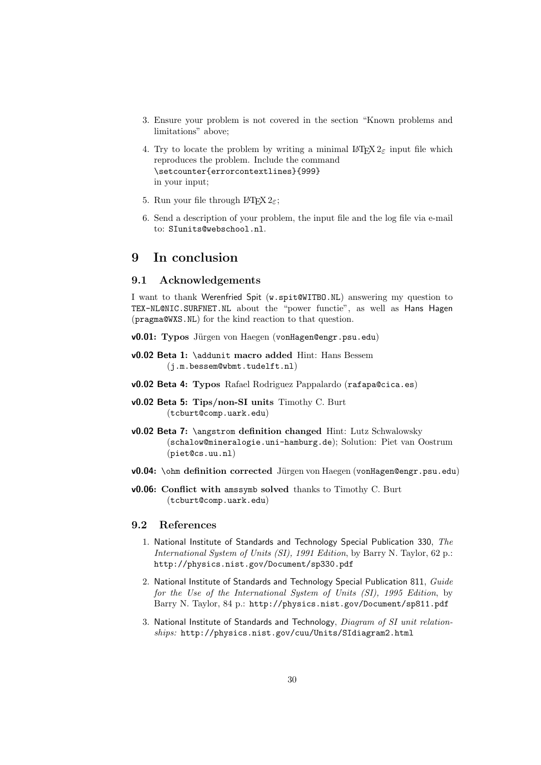3. Ensure your problem is not covered in the section "Known problems and limitations" above;
4. Try to locate the problem by writing a minimal LaTeX $2_\varepsilon$ input file which reproduces the problem. Include the command
   `\setcounter{errorcontextlines}{999}`
   in your input;
5. Run your file through LaTeX $2_\varepsilon$;
6. Send a description of your problem, the input file and the log file via e-mail to: `SIunits@webschool.nl`.

# 9 In conclusion

## 9.1 Acknowledgements

I want to thank Werenfried Spit (`w.spit@WITBO.NL`) answering my question to `TEX-NL@NIC.SURFNET.NL` about the "power functie", as well as Hans Hagen (`pragma@WXS.NL`) for the kind reaction to that question.

**v0.01: Typos** Jürgen von Haegen (`vonHagen@engr.psu.edu`)

**v0.02 Beta 1: `\addunit` macro added** Hint: Hans Bessem (`j.m.bessem@wbmt.tudelft.nl`)

**v0.02 Beta 4: Typos** Rafael Rodriguez Pappalardo (`rafapa@cica.es`)

**v0.02 Beta 5: Tips/non-SI units** Timothy C. Burt (`tcburt@comp.uark.edu`)

**v0.02 Beta 7: `\angstrom` definition changed** Hint: Lutz Schwalowsky (`schalow@mineralogie.uni-hamburg.de`); Solution: Piet van Oostrum (`piet@cs.uu.nl`)

**v0.04: `\ohm` definition corrected** Jürgen von Haegen (`vonHagen@engr.psu.edu`)

**v0.06: Conflict with `amssymb` solved** thanks to Timothy C. Burt (`tcburt@comp.uark.edu`)

## 9.2 References

1. National Institute of Standards and Technology Special Publication 330, *The International System of Units (SI), 1991 Edition*, by Barry N. Taylor, 62 p.: `http://physics.nist.gov/Document/sp330.pdf`
2. National Institute of Standards and Technology Special Publication 811, *Guide for the Use of the International System of Units (SI), 1995 Edition*, by Barry N. Taylor, 84 p.: `http://physics.nist.gov/Document/sp811.pdf`
3. National Institute of Standards and Technology, *Diagram of SI unit relationships:* `http://physics.nist.gov/cuu/Units/SIdiagram2.html`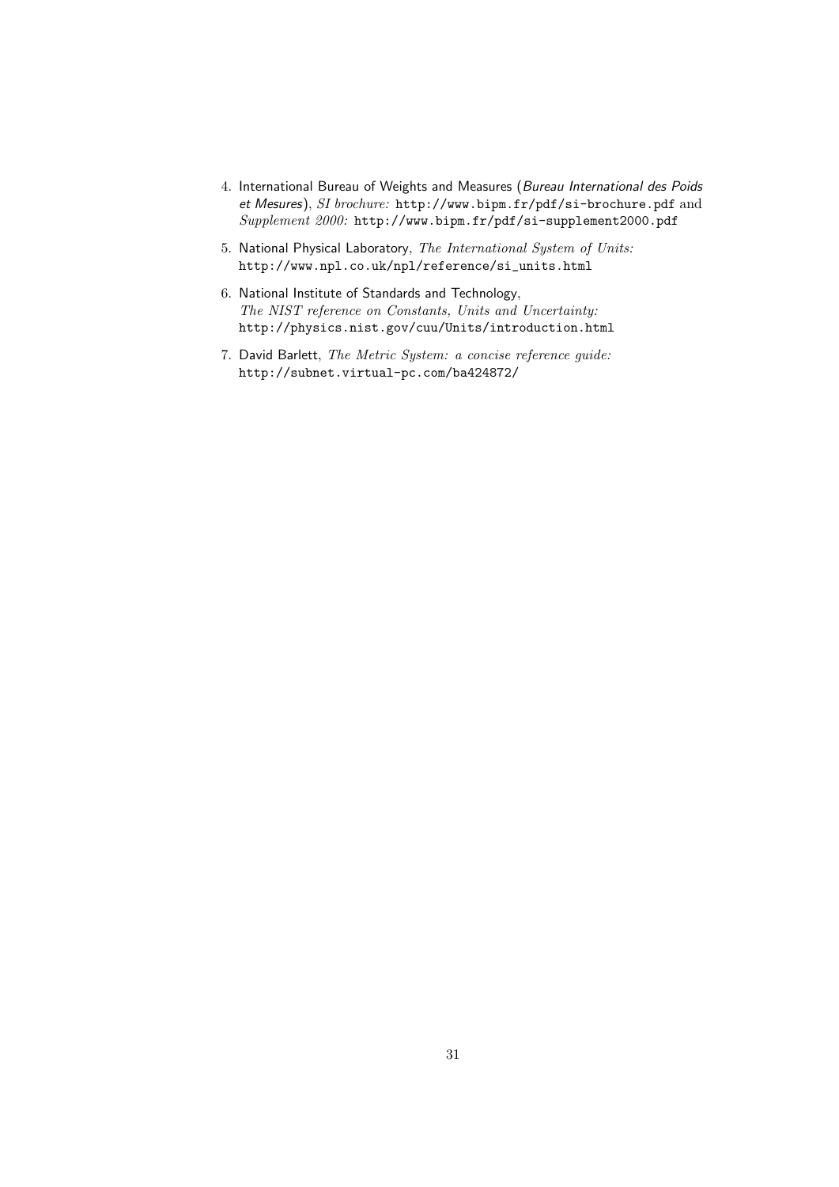4. International Bureau of Weights and Measures (*Bureau International des Poids et Mesures*), *SI brochure:* http://www.bipm.fr/pdf/si-brochure.pdf and *Supplement 2000:* http://www.bipm.fr/pdf/si-supplement2000.pdf

5. National Physical Laboratory, *The International System of Units:* http://www.npl.co.uk/npl/reference/si_units.html

6. National Institute of Standards and Technology, *The NIST reference on Constants, Units and Uncertainty:* http://physics.nist.gov/cuu/Units/introduction.html

7. David Barlett, *The Metric System: a concise reference guide:* http://subnet.virtual-pc.com/ba424872/